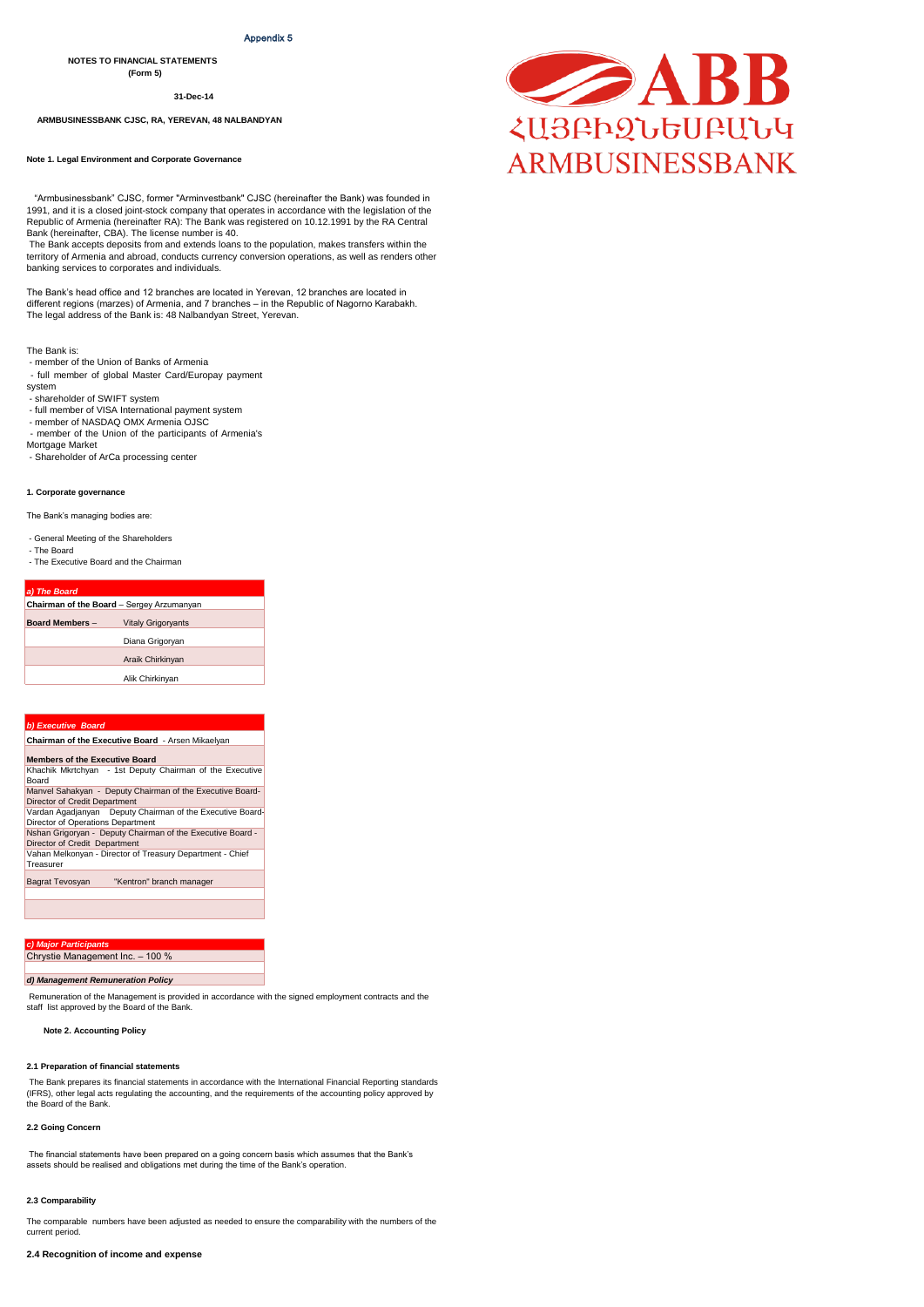Appendix 5

**NOTES TO FINANCIAL STATEMENTS**
**(Form 5)**

**31-Dec-14**

**ARMBUSINESSBANK CJSC, RA, YEREVAN, 48 NALBANDYAN**

ABB
ՀԱՅԲԻԶՆԵՍԲԱՆԿ
ARMBUSINESSBANK

**Note 1. Legal Environment and Corporate Governance**

"Armbusinessbank" CJSC, former "Arminvestbank" CJSC (hereinafter the Bank) was founded in 1991, and it is a closed joint-stock company that operates in accordance with the legislation of the Republic of Armenia (hereinafter RA): The Bank was registered on 10.12.1991 by the RA Central Bank (hereinafter, CBA). The license number is 40.
The Bank accepts deposits from and extends loans to the population, makes transfers within the territory of Armenia and abroad, conducts currency conversion operations, as well as renders other banking services to corporates and individuals.

The Bank's head office and 12 branches are located in Yerevan, 12 branches are located in different regions (marzes) of Armenia, and 7 branches – in the Republic of Nagorno Karabakh. The legal address of the Bank is: 48 Nalbandyan Street, Yerevan.

The Bank is:
- member of the Union of Banks of Armenia
- full member of global Master Card/Europay payment system
- shareholder of SWIFT system
- full member of VISA International payment system
- member of NASDAQ OMX Armenia OJSC
- member of the Union of the participants of Armenia's Mortgage Market
- Shareholder of ArCa processing center

**1. Corporate governance**

The Bank's managing bodies are:

- General Meeting of the Shareholders
- The Board
- The Executive Board and the Chairman

| ***a) The Board*** | |
|---|---|
| **Chairman of the Board** – Sergey Arzumanyan | |
| **Board Members** – | Vitaly Grigoryants |
| | Diana Grigoryan |
| | Araik Chirkinyan |
| | Alik Chirkinyan |

| ***b) Executive Board*** | |
|---|---|
| **Chairman of the Executive Board** - Arsen Mikaelyan | |
| **Members of the Executive Board** | |
| Khachik Mkrtchyan - 1st Deputy Chairman of the Executive Board | |
| Manvel Sahakyan - Deputy Chairman of the Executive Board-Director of Credit Department | |
| Vardan Agadjanyan Deputy Chairman of the Executive Board-Director of Operations Department | |
| Nshan Grigoryan - Deputy Chairman of the Executive Board - Director of Credit Department | |
| Vahan Melkonyan - Director of Treasury Department - Chief Treasurer | |
| Bagrat Tevosyan | "Kentron" branch manager |

| ***c) Major Participants*** |
|---|
| Chrystie Management Inc. – 100 % |
| |
| ***d) Management Remuneration Policy*** |

Remuneration of the Management is provided in accordance with the signed employment contracts and the staff list approved by the Board of the Bank.

**Note 2. Accounting Policy**

**2.1 Preparation of financial statements**

The Bank prepares its financial statements in accordance with the International Financial Reporting standards (IFRS), other legal acts regulating the accounting, and the requirements of the accounting policy approved by the Board of the Bank.

**2.2 Going Concern**

The financial statements have been prepared on a going concern basis which assumes that the Bank's assets should be realised and obligations met during the time of the Bank's operation.

**2.3 Comparability**

The comparable numbers have been adjusted as needed to ensure the comparability with the numbers of the current period.

**2.4 Recognition of income and expense**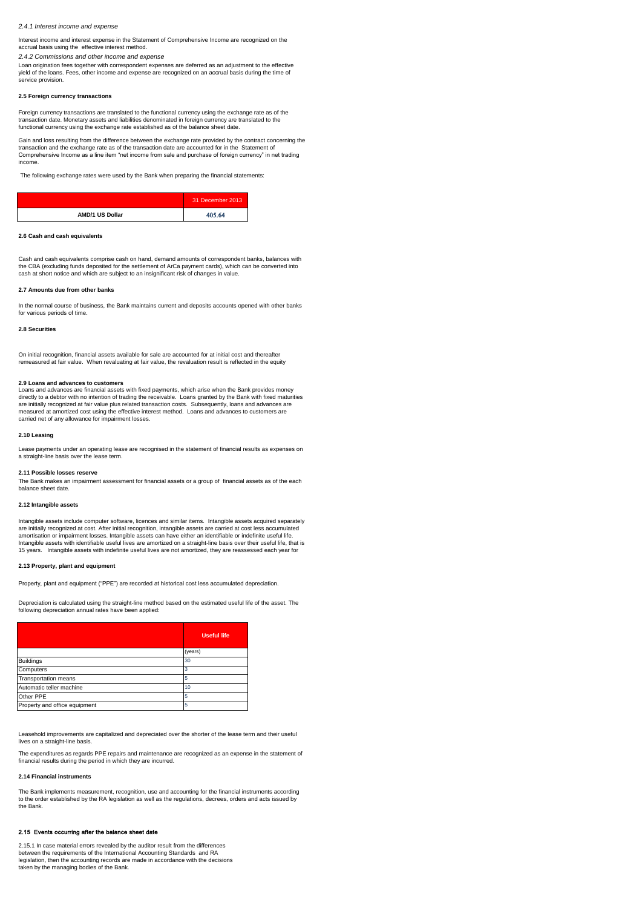*2.4.1 Interest income and expense*

Interest income and interest expense in the Statement of Comprehensive Income are recognized on the accrual basis using the effective interest method.

*2.4.2 Commissions and other income and expense*

Loan origination fees together with correspondent expenses are deferred as an adjustment to the effective yield of the loans. Fees, other income and expense are recognized on an accrual basis during the time of service provision.

**2.5 Foreign currency transactions**

Foreign currency transactions are translated to the functional currency using the exchange rate as of the transaction date. Monetary assets and liabilities denominated in foreign currency are translated to the functional currency using the exchange rate established as of the balance sheet date.

Gain and loss resulting from the difference between the exchange rate provided by the contract concerning the transaction and the exchange rate as of the transaction date are accounted for in the Statement of Comprehensive Income as a line item "net income from sale and purchase of foreign currency" in net trading income.

The following exchange rates were used by the Bank when preparing the financial statements:

| | 31 December 2013 |
|---|---|
| **AMD/1 US Dollar** | 405.64 |

**2.6 Cash and cash equivalents**

Cash and cash equivalents comprise cash on hand, demand amounts of correspondent banks, balances with the CBA (excluding funds deposited for the settlement of ArCa payment cards), which can be converted into cash at short notice and which are subject to an insignificant risk of changes in value.

**2.7 Amounts due from other banks**

In the normal course of business, the Bank maintains current and deposits accounts opened with other banks for various periods of time.

**2.8 Securities**

On initial recognition, financial assets available for sale are accounted for at initial cost and thereafter remeasured at fair value. When revaluating at fair value, the revaluation result is reflected in the equity

**2.9 Loans and advances to customers**

Loans and advances are financial assets with fixed payments, which arise when the Bank provides money directly to a debtor with no intention of trading the receivable. Loans granted by the Bank with fixed maturities are initially recognized at fair value plus related transaction costs. Subsequently, loans and advances are measured at amortized cost using the effective interest method. Loans and advances to customers are carried net of any allowance for impairment losses.

**2.10 Leasing**

Lease payments under an operating lease are recognised in the statement of financial results as expenses on a straight-line basis over the lease term.

**2.11 Possible losses reserve**

The Bank makes an impairment assessment for financial assets or a group of financial assets as of the each balance sheet date.

**2.12 Intangible assets**

Intangible assets include computer software, licences and similar items. Intangible assets acquired separately are initially recognized at cost. After initial recognition, intangible assets are carried at cost less accumulated amortisation or impairment losses. Intangible assets can have either an identifiable or indefinite useful life. Intangible assets with identifiable useful lives are amortized on a straight-line basis over their useful life, that is 15 years. Intangible assets with indefinite useful lives are not amortized, they are reassessed each year for

**2.13 Property, plant and equipment**

Property, plant and equipment ("PPE") are recorded at historical cost less accumulated depreciation.

Depreciation is calculated using the straight-line method based on the estimated useful life of the asset. The following depreciation annual rates have been applied:

| | Useful life |
|---|---|
| | (years) |
| Buildings | 30 |
| Computers | 3 |
| Transportation means | 5 |
| Automatic teller machine | 10 |
| Other PPE | 5 |
| Property and office equipment | 5 |

Leasehold improvements are capitalized and depreciated over the shorter of the lease term and their useful lives on a straight-line basis.

The expenditures as regards PPE repairs and maintenance are recognized as an expense in the statement of financial results during the period in which they are incurred.

**2.14 Financial instruments**

The Bank implements measurement, recognition, use and accounting for the financial instruments according to the order established by the RA legislation as well as the regulations, decrees, orders and acts issued by the Bank.

**2.15 Events occurring after the balance sheet date**

2.15.1 In case material errors revealed by the auditor result from the differences between the requirements of the International Accounting Standards and RA legislation, then the accounting records are made in accordance with the decisions taken by the managing bodies of the Bank.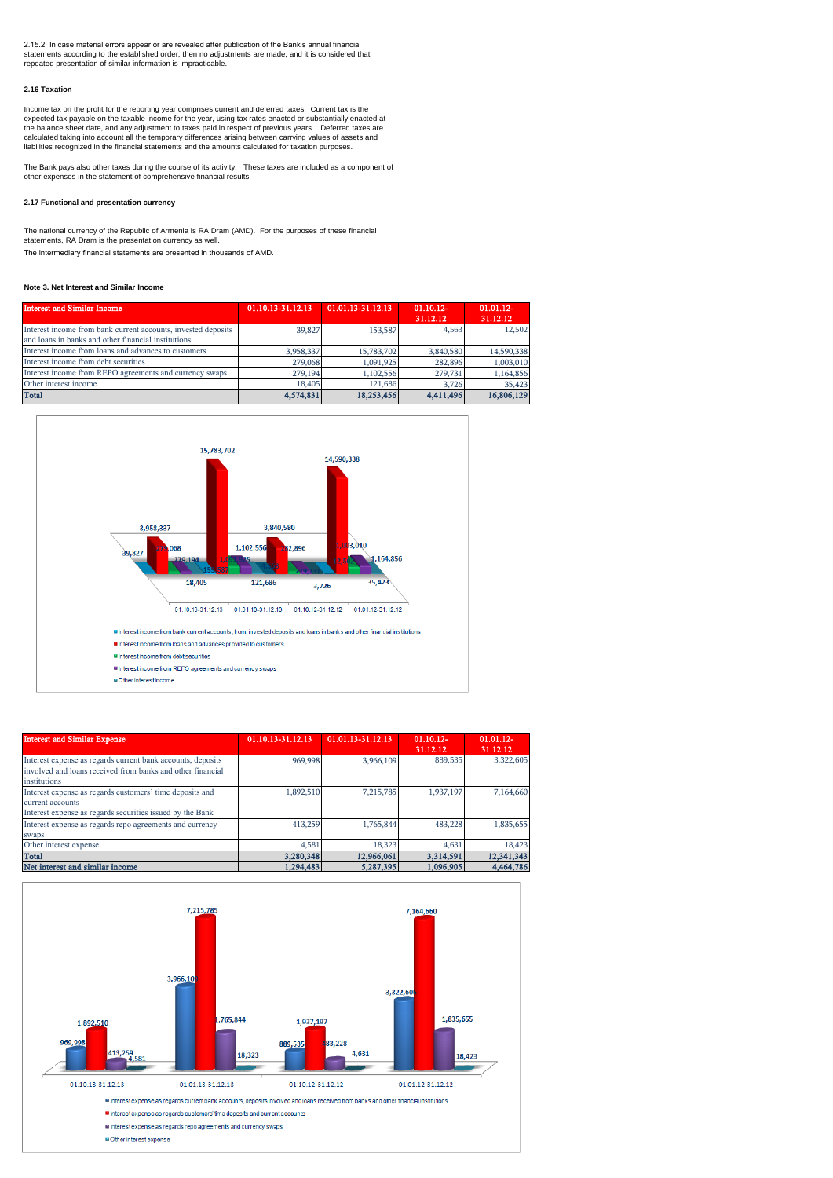2.15.2 In case material errors appear or are revealed after publication of the Bank's annual financial statements according to the established order, then no adjustments are made, and it is considered that repeated presentation of similar information is impracticable.

### 2.16 Taxation

Income tax on the profit for the reporting year comprises current and deferred taxes. Current tax is the expected tax payable on the taxable income for the year, using tax rates enacted or substantially enacted at the balance sheet date, and any adjustment to taxes paid in respect of previous years. Deferred taxes are calculated taking into account all the temporary differences arising between carrying values of assets and liabilities recognized in the financial statements and the amounts calculated for taxation purposes.

The Bank pays also other taxes during the course of its activity. These taxes are included as a component of other expenses in the statement of comprehensive financial results

### 2.17 Functional and presentation currency

The national currency of the Republic of Armenia is RA Dram (AMD). For the purposes of these financial statements, RA Dram is the presentation currency as well.

The intermediary financial statements are presented in thousands of AMD.

### Note 3. Net Interest and Similar Income

| Interest and Similar Income | 01.10.13-31.12.13 | 01.01.13-31.12.13 | 01.10.12-31.12.12 | 01.01.12-31.12.12 |
|---|---|---|---|---|
| Interest income from bank current accounts, invested deposits and loans in banks and other financial institutions | 39,827 | 153,587 | 4,563 | 12,502 |
| Interest income from loans and advances to customers | 3,958,337 | 15,783,702 | 3,840,580 | 14,590,338 |
| Interest income from debt securities | 279,068 | 1,091,925 | 282,896 | 1,003,010 |
| Interest income from REPO agreements and currency swaps | 279,194 | 1,102,556 | 279,731 | 1,164,856 |
| Other interest income | 18,405 | 121,686 | 3,726 | 35,423 |
| **Total** | **4,574,831** | **18,253,456** | **4,411,496** | **16,806,129** |

| Interest and Similar Expense | 01.10.13-31.12.13 | 01.01.13-31.12.13 | 01.10.12-31.12.12 | 01.01.12-31.12.12 |
|---|---|---|---|---|
| Interest expense as regards current bank accounts, deposits involved and loans received from banks and other financial institutions | 969,998 | 3,966,109 | 889,535 | 3,322,605 |
| Interest expense as regards customers' time deposits and current accounts | 1,892,510 | 7,215,785 | 1,937,197 | 7,164,660 |
| Interest expense as regards securities issued by the Bank | | | | |
| Interest expense as regards repo agreements and currency swaps | 413,259 | 1,765,844 | 483,228 | 1,835,655 |
| Other interest expense | 4,581 | 18,323 | 4,631 | 18,423 |
| **Total** | **3,280,348** | **12,966,061** | **3,314,591** | **12,341,343** |
| **Net interest and similar income** | **1,294,483** | **5,287,395** | **1,096,905** | **4,464,786** |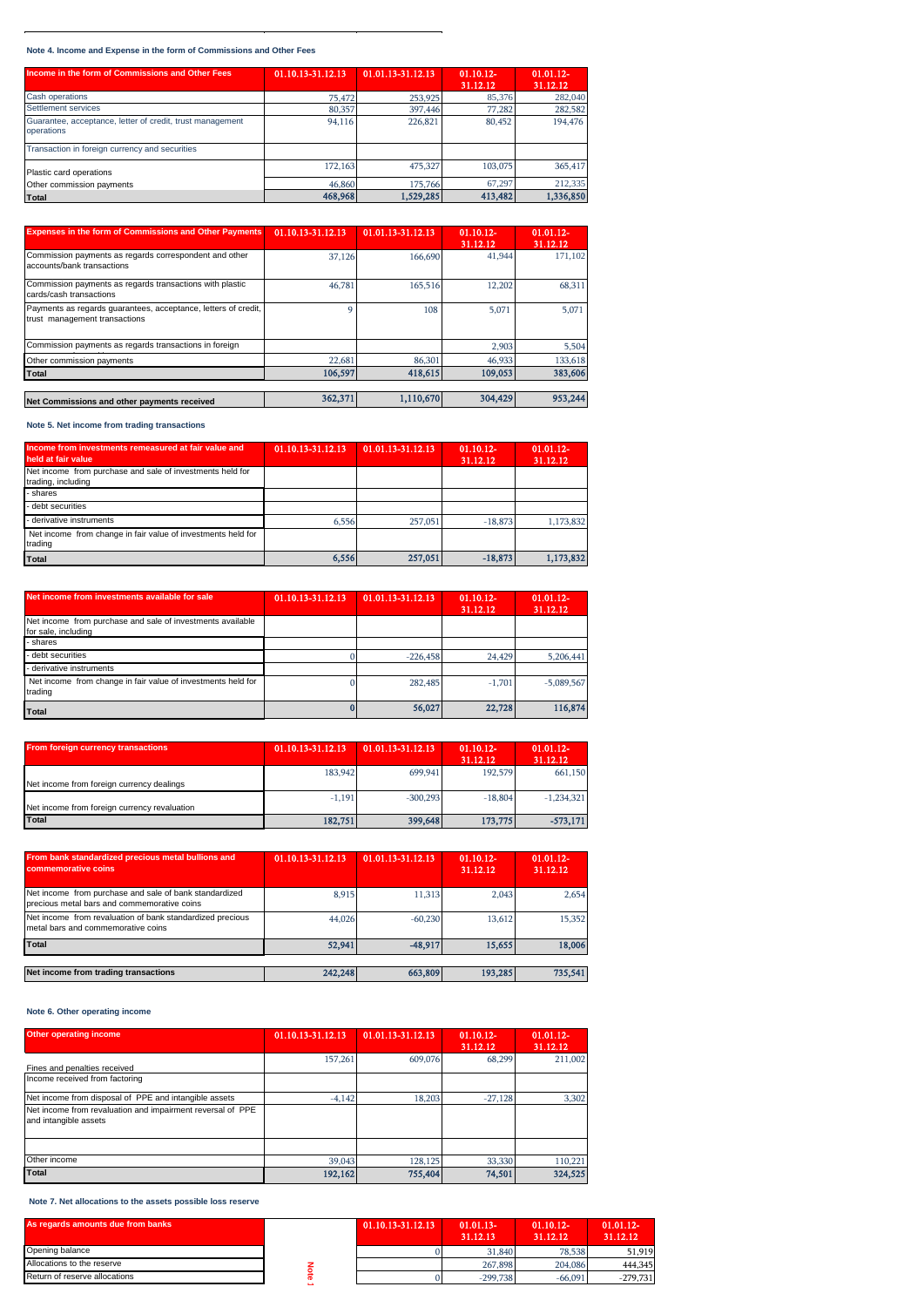**Note 4. Income and Expense in the form of Commissions and Other Fees**

| Income in the form of Commissions and Other Fees | 01.10.13-31.12.13 | 01.01.13-31.12.13 | 01.10.12-31.12.12 | 01.01.12-31.12.12 |
|---|---|---|---|---|
| Cash operations | 75,472 | 253,925 | 85,376 | 282,040 |
| Settlement services | 80,357 | 397,446 | 77,282 | 282,582 |
| Guarantee, acceptance, letter of credit, trust management operations | 94,116 | 226,821 | 80,452 | 194,476 |
| Transaction in foreign currency and securities | | | | |
| Plastic card operations | 172,163 | 475,327 | 103,075 | 365,417 |
| Other commission payments | 46,860 | 175,766 | 67,297 | 212,335 |
| **Total** | **468,968** | **1,529,285** | **413,482** | **1,336,850** |

| Expenses in the form of Commissions and Other Payments | 01.10.13-31.12.13 | 01.01.13-31.12.13 | 01.10.12-31.12.12 | 01.01.12-31.12.12 |
|---|---|---|---|---|
| Commission payments as regards correspondent and other accounts/bank transactions | 37,126 | 166,690 | 41,944 | 171,102 |
| Commission payments as regards transactions with plastic cards/cash transactions | 46,781 | 165,516 | 12,202 | 68,311 |
| Payments as regards guarantees, acceptance, letters of credit, trust management transactions | 9 | 108 | 5,071 | 5,071 |
| Commission payments as regards transactions in foreign | | | 2,903 | 5,504 |
| Other commission payments | 22,681 | 86,301 | 46,933 | 133,618 |
| **Total** | **106,597** | **418,615** | **109,053** | **383,606** |
| **Net Commissions and other payments received** | **362,371** | **1,110,670** | **304,429** | **953,244** |

**Note 5. Net income from trading transactions**

| Income from investments remeasured at fair value and held at fair value | 01.10.13-31.12.13 | 01.01.13-31.12.13 | 01.10.12-31.12.12 | 01.01.12-31.12.12 |
|---|---|---|---|---|
| Net income from purchase and sale of investments held for trading, including | | | | |
| - shares | | | | |
| - debt securities | | | | |
| - derivative instruments | 6,556 | 257,051 | -18,873 | 1,173,832 |
| Net income from change in fair value of investments held for trading | | | | |
| **Total** | **6,556** | **257,051** | **-18,873** | **1,173,832** |

| Net income from investments available for sale | 01.10.13-31.12.13 | 01.01.13-31.12.13 | 01.10.12-31.12.12 | 01.01.12-31.12.12 |
|---|---|---|---|---|
| Net income from purchase and sale of investments available for sale, including | | | | |
| - shares | | | | |
| - debt securities | 0 | -226,458 | 24,429 | 5,206,441 |
| - derivative instruments | | | | |
| Net income from change in fair value of investments held for trading | 0 | 282,485 | -1,701 | -5,089,567 |
| **Total** | **0** | **56,027** | **22,728** | **116,874** |

| From foreign currency transactions | 01.10.13-31.12.13 | 01.01.13-31.12.13 | 01.10.12-31.12.12 | 01.01.12-31.12.12 |
|---|---|---|---|---|
| Net income from foreign currency dealings | 183,942 | 699,941 | 192,579 | 661,150 |
| Net income from foreign currency revaluation | -1,191 | -300,293 | -18,804 | -1,234,321 |
| **Total** | **182,751** | **399,648** | **173,775** | **-573,171** |

| From bank standardized precious metal bullions and commemorative coins | 01.10.13-31.12.13 | 01.01.13-31.12.13 | 01.10.12-31.12.12 | 01.01.12-31.12.12 |
|---|---|---|---|---|
| Net income from purchase and sale of bank standardized precious metal bars and commemorative coins | 8,915 | 11,313 | 2,043 | 2,654 |
| Net income from revaluation of bank standardized precious metal bars and commemorative coins | 44,026 | -60,230 | 13,612 | 15,352 |
| **Total** | **52,941** | **-48,917** | **15,655** | **18,006** |
| **Net income from trading transactions** | **242,248** | **663,809** | **193,285** | **735,541** |

**Note 6. Other operating income**

| Other operating income | 01.10.13-31.12.13 | 01.01.13-31.12.13 | 01.10.12-31.12.12 | 01.01.12-31.12.12 |
|---|---|---|---|---|
| Fines and penalties received | 157,261 | 609,076 | 68,299 | 211,002 |
| Income received from factoring | | | | |
| Net income from disposal of PPE and intangible assets | -4,142 | 18,203 | -27,128 | 3,302 |
| Net income from revaluation and impairment reversal of PPE and intangible assets | | | | |
| | | | | |
| Other income | 39,043 | 128,125 | 33,330 | 110,221 |
| **Total** | **192,162** | **755,404** | **74,501** | **324,525** |

**Note 7. Net allocations to the assets possible loss reserve**

| As regards amounts due from banks | 01.10.13-31.12.13 | 01.01.13-31.12.13 | 01.10.12-31.12.12 | 01.01.12-31.12.12 |
|---|---|---|---|---|
| Opening balance | 0 | 31,840 | 78,538 | 51,919 |
| Allocations to the reserve | | 267,898 | 204,086 | 444,345 |
| Return of reserve allocations | 0 | -299,738 | -66,091 | -279,731 |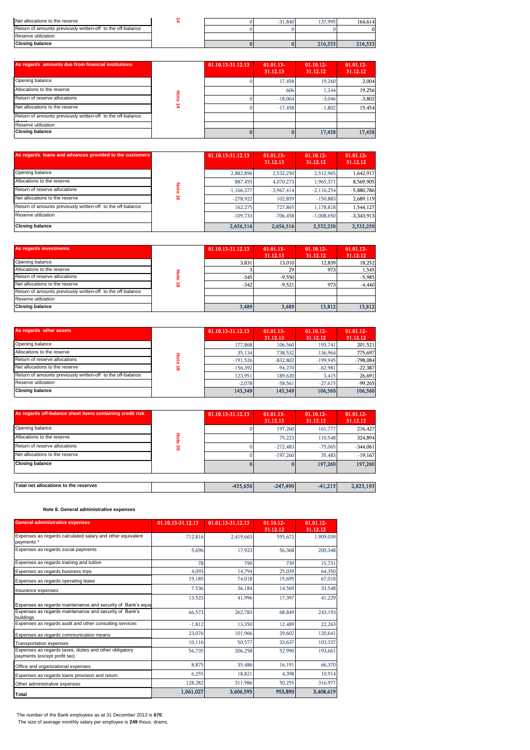| | | | | | |
|---|---|---|---|---|---|
| Net allocations to the reserve | 14 | 0 | -31,840 | 137,995 | 164,614 |
| Return of amounts previously written-off to the off-balance | | 0 | 0 | 0 | 0 |
| Reserve utilization | | | | | |
| **Closing balance** | | **0** | **0** | **216,533** | **216,533** |

| As regards amounts due from financial institutions | | 01.10.13-31.12.13 | 01.01.13-31.12.13 | 01.10.12-31.12.12 | 01.01.12-31.12.12 |
|---|---|---|---|---|---|
| Opening balance | Note 14 | 0 | 17,458 | 19,260 | 2,004 |
| Allocations to the reserve | | | 606 | 1,244 | 19,256 |
| Return of reserve allocations | | 0 | -18,064 | -3,046 | -3,802 |
| Net allocations to the reserve | | 0 | -17,458 | -1,802 | 15,454 |
| Return of amounts previously written-off to the off-balance sheet | | | | | |
| Reserve utilization | | | | | |
| **Closing balance** | | **0** | **0** | **17,458** | **17,458** |

| As regards loans and advances provided to the customers | | 01.10.13-31.12.13 | 01.01.13-31.12.13 | 01.10.12-31.12.12 | 01.01.12-31.12.12 |
|---|---|---|---|---|---|
| Opening balance | Note 16 | 2,882,896 | 2,532,250 | 2,512,965 | 1,642,917 |
| Allocations to the reserve | | 887,455 | 4,070,273 | 1,965,371 | 8,569,905 |
| Return of reserve allocations | | -1,166,377 | -3,967,414 | -2,116,254 | -5,880,786 |
| Net allocations to the reserve | | -278,922 | 102,859 | -150,883 | 2,689,119 |
| Return of amounts previously written-off to the off-balance | | 162,275 | 727,865 | 1,178,818 | 1,544,127 |
| Reserve utilization | | -109,733 | -706,458 | -1,008,650 | -3,343,913 |
| **Closing balance** | | **2,656,516** | **2,656,516** | **2,532,250** | **2,532,250** |

| As regards investments | | 01.10.13-31.12.13 | 01.01.13-31.12.13 | 01.10.12-31.12.12 | 01.01.12-31.12.12 |
|---|---|---|---|---|---|
| Opening balance | Note 18 | 3,831 | 13,010 | 12,839 | 18,252 |
| Allocations to the reserve | | 3 | 29 | 973 | 1,545 |
| Return of reserve allocations | | -345 | -9,550 | | -5,985 |
| Net allocations to the reserve | | -342 | -9,521 | 973 | -4,440 |
| Return of amounts previously written-off to the off-balance | | | | | |
| Reserve utilization | | | | | |
| **Closing balance** | | **3,489** | **3,489** | **13,812** | **13,812** |

| As regards other assets | | 01.10.13-31.12.13 | 01.01.13-31.12.13 | 01.10.12-31.12.12 | 01.01.12-31.12.12 |
|---|---|---|---|---|---|
| Opening balance | Note 18 | 177,868 | 106,560 | 193,741 | 201,521 |
| Allocations to the reserve | | 35,134 | 738,532 | 136,964 | 775,697 |
| Return of reserve allocations | | -191,526 | -832,802 | -199,945 | -798,084 |
| Net allocations to the reserve | | -156,392 | -94,270 | -62,981 | -22,387 |
| Return of amounts previously written-off to the off-balance | | 123,951 | 189,620 | 3,415 | 26,691 |
| Reserve utilization | | -2,078 | -58,561 | -27,615 | -99,265 |
| **Closing balance** | | **143,349** | **143,349** | **106,560** | **106,560** |

| As regards off-balance sheet items containing credit risk | | 01.10.13-31.12.13 | 01.01.13-31.12.13 | 01.10.12-31.12.12 | 01.01.12-31.12.12 |
|---|---|---|---|---|---|
| Opening balance | Note 30 | 0 | 197,260 | 161,777 | 216,427 |
| Allocations to the reserve | | | 75,223 | 110,548 | 324,894 |
| Return of reserve allocations | | 0 | -272,483 | -75,065 | -344,061 |
| Net allocations to the reserve | | 0 | -197,260 | 35,483 | -19,167 |
| **Closing balance** | | **0** | **0** | **197,260** | **197,260** |
| | | | | | |
| **Total net allocations to the reserves** | | **-435,656** | **-247,490** | **-41,215** | **2,823,193** |

**Note 8. General administrative expenses**

| General administrative expenses | 01.10.13-31.12.13 | 01.01.13-31.12.13 | 01.10.12-31.12.12 | 01.01.12-31.12.12 |
|---|---|---|---|---|
| Expenses as regards calculated salary and other equivalent payments * | 712,816 | 2,419,663 | 555,672 | 1,909,039 |
| Expenses as regards social payments | 5,696 | 17,923 | 56,368 | 200,348 |
| Expenses as regards training and tuition | 78 | 790 | 739 | 15,731 |
| Expenses as regards business trips | 4,093 | 14,794 | 25,039 | 64,350 |
| Expenses as regards operating lease | 19,185 | 74,018 | 15,695 | 67,018 |
| Insurance expenses | 7,536 | 36,184 | 14,569 | 33,548 |
| Expenses as regards maintenance and security of Bank's equip | 13,523 | 41,996 | 17,397 | 41,229 |
| Expenses as regards maintenance and security of Bank's buildings | 66,573 | 262,783 | 68,849 | 243,193 |
| Expenses as regards audit and other consulting services | -1,812 | 13,350 | 12,489 | 22,263 |
| Expenses as regards communication means | 23,076 | 101,966 | 29,602 | 120,641 |
| Transportation expenses | 10,116 | 50,577 | 33,637 | 103,337 |
| Expenses as regards taxes, duties and other obligatory payments (except profit tax) | 56,735 | 206,258 | 52,990 | 193,661 |
| Office and organizational expenses | 8,875 | 35,486 | 16,191 | 66,370 |
| Expenses as regards loans provision and return | 6,255 | 18,821 | 4,398 | 10,914 |
| Other administrative expenses | 128,282 | 311,986 | 50,255 | 316,977 |
| **Total** | **1,061,027** | **3,606,595** | **953,890** | **3,408,619** |

The number of the Bank employees as at 31 December 2013 is **670**.
The size of average monthly salary per employee is **249** thous. drams.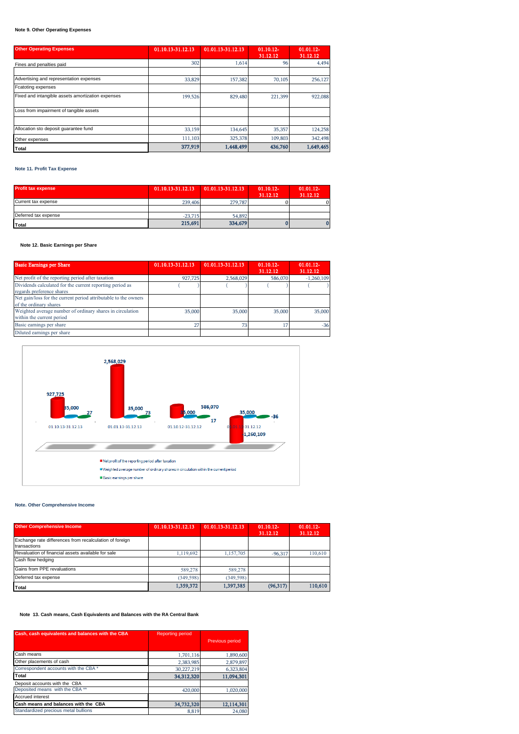**Note 9. Other Operating Expenses**

| Other Operating Expenses | 01.10.13-31.12.13 | 01.01.13-31.12.13 | 01.10.12-31.12.12 | 01.01.12-31.12.12 |
|---|---|---|---|---|
| Fines and penalties paid | 302 | 1,614 | 96 | 4,494 |
| | | | | |
| Advertising and representation expenses | 33,829 | 157,382 | 70,105 | 256,127 |
| Fcatoting expenses | | | | |
| Fixed and intangible assets amortization expenses | 199,526 | 829,480 | 221,399 | 922,088 |
| Loss from impairment of tangible assets | | | | |
| | | | | |
| Allocation sto deposit guarantee fund | 33,159 | 134,645 | 35,357 | 124,258 |
| Other expenses | 111,103 | 325,378 | 109,803 | 342,498 |
| **Total** | **377,919** | **1,448,499** | **436,760** | **1,649,465** |

**Note 11. Profit Tax Expense**

| Profit tax expense | 01.10.13-31.12.13 | 01.01.13-31.12.13 | 01.10.12-31.12.12 | 01.01.12-31.12.12 |
|---|---|---|---|---|
| Current tax expense | 239,406 | 279,787 | 0 | 0 |
| | | | | |
| Deferred tax expense | -23,715 | 54,892 | | |
| **Total** | **215,691** | **334,679** | **0** | **0** |

**Note 12. Basic Earnings per Share**

| Basic Earnings per Share | 01.10.13-31.12.13 | 01.01.13-31.12.13 | 01.10.12-31.12.12 | 01.01.12-31.12.12 |
|---|---|---|---|---|
| Net profit of the reporting period after taxation | 927,725 | 2,568,029 | 586,070 | -1,260,109 |
| Dividends calculated for the current reporting period as regards preference shares | ( ) | ( ) | ( ) | ( ) |
| Net gain/loss for the current period attributable to the owners of the ordinary shares | | | | |
| Weighted average number of ordinary shares in circulation within the current period | 35,000 | 35,000 | 35,000 | 35,000 |
| Basic earnings per share | 27 | 73 | 17 | -36 |
| Diluted earnings per share | | | | |

**Note. Other Comprehensive Income**

| Other Comprehensive Income | 01.10.13-31.12.13 | 01.01.13-31.12.13 | 01.10.12-31.12.12 | 01.01.12-31.12.12 |
|---|---|---|---|---|
| Exchange rate differences from recalculation of foreign transactions | | | | |
| Revaluation of financial assets available for sale | 1,119,692 | 1,157,705 | -96,317 | 110,610 |
| Cash flow hedging | | | | |
| Gains from PPE revaluations | 589,278 | 589,278 | | |
| Deferred tax expense | (349,598) | (349,598) | | |
| **Total** | **1,359,372** | **1,397,385** | **(96,317)** | **110,610** |

**Note 13. Cash means, Cash Equivalents and Balances with the RA Central Bank**

| Cash, cash equivalents and balances with the CBA | Reporting period | Previous period |
|---|---|---|
| Cash means | 1,701,116 | 1,890,600 |
| Other placements of cash | 2,383,985 | 2,879,897 |
| Correspondent accounts with the CBA * | 30,227,219 | 6,323,804 |
| **Total** | **34,312,320** | **11,094,301** |
| Deposit accounts with the CBA | | |
| Deposited means with the CBA ** | 420,000 | 1,020,000 |
| Accrued interest | | |
| **Cash means and balances with the CBA** | **34,732,320** | **12,114,301** |
| Standardized precious metal bullions | 8,819 | 24,080 |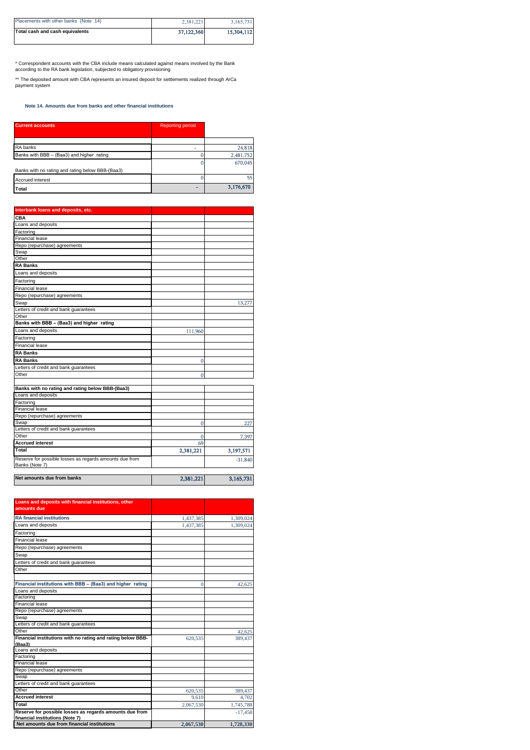| Placements with other banks (Note 14) | 2,381,221 | 3,165,731 |
|---|---|---|
| **Total cash and cash equivalents** | **37,122,360** | **15,304,112** |

\* Correspondent accounts with the CBA include means calculated against means involved by the Bank according to the RA bank legislation, subjected to obligatory provisioning

\*\* The deposited amount with CBA represents an insured deposit for settlements realized through ArCa payment system

### Note 14. Amounts due from banks and other financial institutions

| Current accounts | Reporting period | |
|---|---|---|
| RA banks | - | 24,818 |
| Banks with BBB – (Baa3) and higher rating | 0 | 2,481,752 |
| Banks with no rating and rating below BBB-(Baa3) | 0 | 670,045 |
| Accrued interest | 0 | 55 |
| **Total** | **-** | **3,176,670** |

| Interbank loans and deposits, etc. | | |
|---|---|---|
| **CBA** | | |
| Loans and deposits | | |
| Factoring | | |
| Financial lease | | |
| Repo (repurchase) agreements | | |
| Swap | | |
| Other | | |
| **RA Banks** | | |
| Loans and deposits | | |
| Factoring | | |
| Financial lease | | |
| Repo (repurchase) agreements | | |
| Swap | | 13,277 |
| Letters of credit and bank guarantees | | |
| Other | | |
| **Banks with BBB – (Baa3) and higher rating** | | |
| Loans and deposits | 111,960 | |
| Factoring | | |
| Financial lease | | |
| **RA Banks** | | |
| **RA Banks** | 0 | |
| Letters of credit and bank guarantees | | |
| Other | 0 | |
| | | |
| **Banks with no rating and rating below BBB-(Baa3)** | | |
| Loans and deposits | | |
| Factoring | | |
| Financial lease | | |
| Repo (repurchase) agreements | | |
| Swap | 0 | 227 |
| Letters of credit and bank guarantees | | |
| Other | 0 | 7,397 |
| **Accrued interest** | 69 | |
| **Total** | **2,381,221** | **3,197,571** |
| Reserve for possible losses as regards amounts due from Banks (Note 7) | | -31,840 |
| | | |
| **Net amounts due from banks** | **2,381,221** | **3,165,731** |

| Loans and deposits with financial institutions, other amounts due | | |
|---|---|---|
| **RA financial institutions** | 1,437,385 | 1,309,024 |
| Loans and deposits | 1,437,385 | 1,309,024 |
| Factoring | | |
| Financial lease | | |
| Repo (repurchase) agreements | | |
| Swap | | |
| Letters of credit and bank guarantees | | |
| Other | | |
| | | |
| **Financial institutions with BBB – (Baa3) and higher rating** | 0 | 42,625 |
| Loans and deposits | | |
| Factoring | | |
| Financial lease | | |
| Repo (repurchase) agreements | | |
| Swap | | |
| Letters of credit and bank guarantees | | |
| Other | | 42,625 |
| **Financial institutions with no rating and rating below BBB-(Baa3)** | 620,535 | 389,437 |
| Loans and deposits | | |
| Factoring | | |
| Financial lease | | |
| Repo (repurchase) agreements | | |
| Swap | | |
| Letters of credit and bank guarantees | | |
| Other | 620,535 | 389,437 |
| **Accrued interest** | 9,610 | 4,702 |
| **Total** | 2,067,530 | 1,745,788 |
| **Reserve for possible losses as regards amounts due from financial institutions (Note 7)** | | -17,458 |
| **Net amounts due from financial institutions** | **2,067,530** | **1,728,330** |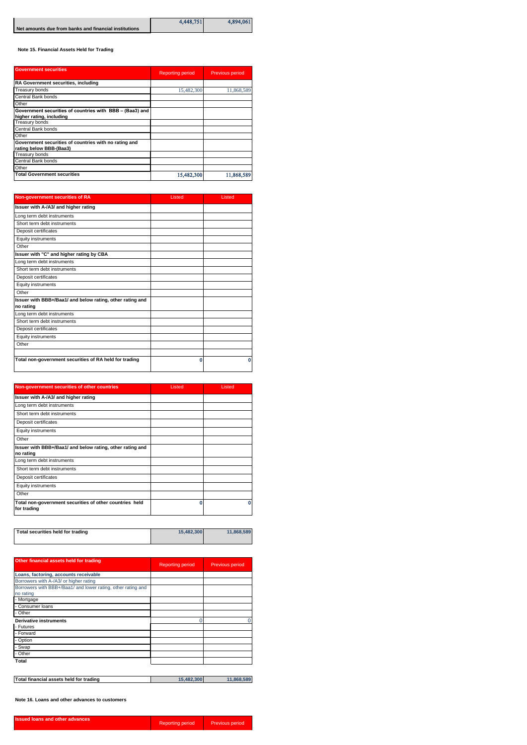| Net amounts due from banks and financial institutions | 4,448,751 | 4,894,061 |
|---|---|---|

**Note 15. Financial Assets Held for Trading**

| Government securities | Reporting period | Previous period |
|---|---|---|
| **RA Government securities, including** | | |
| Treasury bonds | 15,482,300 | 11,868,589 |
| Central Bank bonds | | |
| Other | | |
| **Government securities of countries with BBB – (Baa3) and higher rating, including** | | |
| Treasury bonds | | |
| Central Bank bonds | | |
| Other | | |
| **Government securities of countries with no rating and rating below BBB-(Baa3)** | | |
| Treasury bonds | | |
| Central Bank bonds | | |
| Other | | |
| **Total Government securities** | 15,482,300 | 11,868,589 |

| Non-government securities of RA | Listed | Listed |
|---|---|---|
| **Issuer with A-/A3/ and higher rating** | | |
| Long term debt instruments | | |
| Short term debt instruments | | |
| Deposit certificates | | |
| Equity instruments | | |
| Other | | |
| **Issuer with "C" and higher rating by CBA** | | |
| Long term debt instruments | | |
| Short term debt instruments | | |
| Deposit certificates | | |
| Equity instruments | | |
| Other | | |
| **Issuer with BBB+/Baa1/ and below rating, other rating and no rating** | | |
| Long term debt instruments | | |
| Short term debt instruments | | |
| Deposit certificates | | |
| Equity instruments | | |
| Other | | |
| | | |
| **Total non-government securities of RA held for trading** | 0 | 0 |

| Non-government securities of other countries | Listed | Listed |
|---|---|---|
| **Issuer with A-/A3/ and higher rating** | | |
| Long term debt instruments | | |
| Short term debt instruments | | |
| Deposit certificates | | |
| Equity instruments | | |
| Other | | |
| **Issuer with BBB+/Baa1/ and below rating, other rating and no rating** | | |
| Long term debt instruments | | |
| Short term debt instruments | | |
| Deposit certificates | | |
| Equity instruments | | |
| Other | | |
| **Total non-government securities of other countries held for trading** | 0 | 0 |

| Total securities held for trading | 15,482,300 | 11,868,589 |
|---|---|---|

| Other financial assets held for trading | Reporting period | Previous period |
|---|---|---|
| **Loans, factoring, accounts receivable** | | |
| Borrowers with A-/A3/ or higher rating | | |
| Borrowers with BBB+/Baa1/ and lower rating, other rating and no rating | | |
| - Mortgage | | |
| - Consumer loans | | |
| - Other | | |
| **Derivative instruments** | 0 | 0 |
| - Futures | | |
| - Forward | | |
| - Option | | |
| - Swap | | |
| - Other | | |
| **Total** | | |

| Total financial assets held for trading | 15,482,300 | 11,868,589 |
|---|---|---|

**Note 16. Loans and other advances to customers**

| Issued loans and other advances | Reporting period | Previous period |
|---|---|---|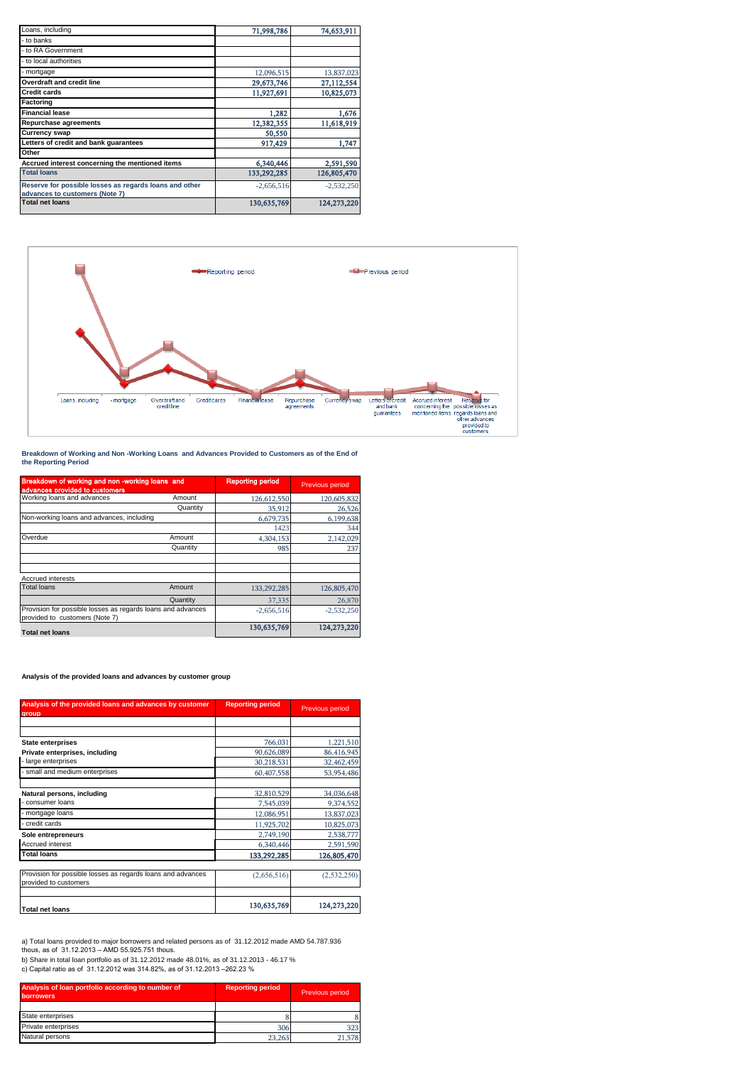| Loans, including | 71,998,786 | 74,653,911 |
|---|---|---|
| - to banks | | |
| - to RA Government | | |
| - to local authorities | | |
| - mortgage | 12,096,515 | 13,837,023 |
| **Overdraft and credit line** | 29,673,746 | 27,112,554 |
| **Credit cards** | 11,927,691 | 10,825,073 |
| **Factoring** | | |
| **Financial lease** | 1,282 | 1,676 |
| **Repurchase agreements** | 12,382,355 | 11,618,919 |
| **Currency swap** | 50,550 | |
| **Letters of credit and bank guarantees** | 917,429 | 1,747 |
| **Other** | | |
| **Accrued interest concerning the mentioned items** | 6,340,446 | 2,591,590 |
| **Total loans** | 133,292,285 | 126,805,470 |
| **Reserve for possible losses as regards loans and other advances to customers (Note 7)** | -2,656,516 | -2,532,250 |
| **Total net loans** | 130,635,769 | 124,273,220 |

Reporting period | Previous period

Loans, including | - mortgage | Overdraft and credit line | Credit cards | Financial lease | Repurchase agreements | Currency swap | Letters of credit and bank guarantees | Accrued interest concerning the mentioned items | Reserve for possible losses as regards loans and other advances provided to customers

**Breakdown of Working and Non -Working Loans and Advances Provided to Customers as of the End of the Reporting Period**

| Breakdown of working and non -working loans and advances provided to customers | | Reporting period | Previous period |
|---|---|---|---|
| Working loans and advances | Amount | 126,612,550 | 120,605,832 |
| | Quantity | 35,912 | 26,526 |
| Non-working loans and advances, including | | 6,679,735 | 6,199,638 |
| | | 1423 | 344 |
| Overdue | Amount | 4,304,153 | 2,142,029 |
| | Quantity | 985 | 237 |
| | | | |
| | | | |
| Accrued interests | | | |
| Total loans | Amount | 133,292,285 | 126,805,470 |
| | Quantity | 37,335 | 26,870 |
| Provision for possible losses as regards loans and advances provided to customers (Note 7) | | -2,656,516 | -2,532,250 |
| **Total net loans** | | 130,635,769 | 124,273,220 |

**Analysis of the provided loans and advances by customer group**

| Analysis of the provided loans and advances by customer group | Reporting period | Previous period |
|---|---|---|
| | | |
| | | |
| **State enterprises** | 766,031 | 1,221,510 |
| **Private enterprises, including** | 90,626,089 | 86,416,945 |
| - large enterprises | 30,218,531 | 32,462,459 |
| - small and medium enterprises | 60,407,558 | 53,954,486 |
| | | |
| **Natural persons, including** | 32,810,529 | 34,036,648 |
| - consumer loans | 7,545,039 | 9,374,552 |
| - mortgage loans | 12,086,951 | 13,837,023 |
| - credit cards | 11,925,702 | 10,825,073 |
| **Sole entrepreneurs** | 2,749,190 | 2,538,777 |
| Accrued interest | 6,340,446 | 2,591,590 |
| **Total loans** | 133,292,285 | 126,805,470 |
| | | |
| Provision for possible losses as regards loans and advances provided to customers | (2,656,516) | (2,532,250) |
| | | |
| **Total net loans** | 130,635,769 | 124,273,220 |

a) Total loans provided to major borrowers and related persons as of 31.12.2012 made AMD 54.787.936 thous, as of 31.12.2013 – AMD 55.925.751 thous.

b) Share in total loan portfolio as of 31.12.2012 made 48.01%, as of 31.12.2013 - 46.17 %

c) Capital ratio as of 31.12.2012 was 314.82%, as of 31.12.2013 –262.23 %

| Analysis of loan portfolio according to number of borrowers | Reporting period | Previous period |
|---|---|---|
| | | |
| State enterprises | 8 | 8 |
| Private enterprises | 306 | 323 |
| Natural persons | 23,263 | 21,578 |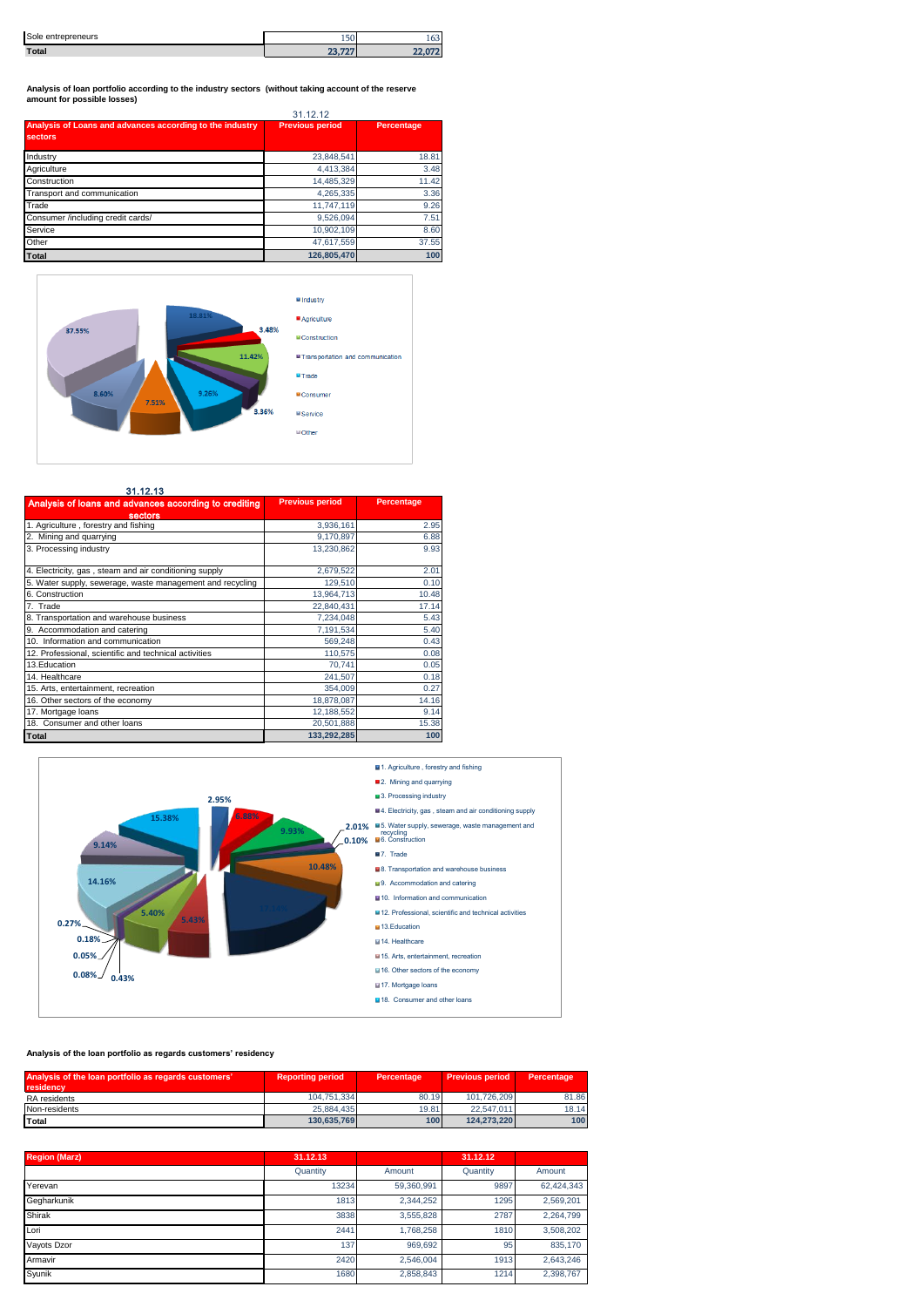| Sole entrepreneurs | 150 | 163 |
|---|---|---|
| **Total** | **23,727** | **22,072** |

**Analysis of loan portfolio according to the industry sectors (without taking account of the reserve amount for possible losses)**

31.12.12

| Analysis of Loans and advances according to the industry sectors | Previous period | Percentage |
|---|---|---|
| Industry | 23,848,541 | 18.81 |
| Agriculture | 4,413,384 | 3.48 |
| Construction | 14,485,329 | 11.42 |
| Transport and communication | 4,265,335 | 3.36 |
| Trade | 11,747,119 | 9.26 |
| Consumer /including credit cards/ | 9,526,094 | 7.51 |
| Service | 10,902,109 | 8.60 |
| Other | 47,617,559 | 37.55 |
| **Total** | **126,805,470** | **100** |

31.12.13

| Analysis of loans and advances according to crediting sectors | Previous period | Percentage |
|---|---|---|
| 1. Agriculture , forestry and fishing | 3,936,161 | 2.95 |
| 2. Mining and quarrying | 9,170,897 | 6.88 |
| 3. Processing industry | 13,230,862 | 9.93 |
| 4. Electricity, gas , steam and air conditioning supply | 2,679,522 | 2.01 |
| 5. Water supply, sewerage, waste management and recycling | 129,510 | 0.10 |
| 6. Construction | 13,964,713 | 10.48 |
| 7. Trade | 22,840,431 | 17.14 |
| 8. Transportation and warehouse business | 7,234,048 | 5.43 |
| 9. Accommodation and catering | 7,191,534 | 5.40 |
| 10. Information and communication | 569,248 | 0.43 |
| 12. Professional, scientific and technical activities | 110,575 | 0.08 |
| 13.Education | 70,741 | 0.05 |
| 14. Healthcare | 241,507 | 0.18 |
| 15. Arts, entertainment, recreation | 354,009 | 0.27 |
| 16. Other sectors of the economy | 18,878,087 | 14.16 |
| 17. Mortgage loans | 12,188,552 | 9.14 |
| 18. Consumer and other loans | 20,501,888 | 15.38 |
| **Total** | **133,292,285** | **100** |

**Analysis of the loan portfolio as regards customers' residency**

| Analysis of the loan portfolio as regards customers' residency | Reporting period | Percentage | Previous period | Percentage |
|---|---|---|---|---|
| RA residents | 104,751,334 | 80.19 | 101,726,209 | 81.86 |
| Non-residents | 25,884,435 | 19.81 | 22,547,011 | 18.14 |
| **Total** | **130,635,769** | **100** | **124,273,220** | **100** |

| Region (Marz) | 31.12.13 | | 31.12.12 | |
|---|---|---|---|---|
| | Quantity | Amount | Quantity | Amount |
| Yerevan | 13234 | 59,360,991 | 9897 | 62,424,343 |
| Gegharkunik | 1813 | 2,344,252 | 1295 | 2,569,201 |
| Shirak | 3838 | 3,555,828 | 2787 | 2,264,799 |
| Lori | 2441 | 1,768,258 | 1810 | 3,508,202 |
| Vayots Dzor | 137 | 969,692 | 95 | 835,170 |
| Armavir | 2420 | 2,546,004 | 1913 | 2,643,246 |
| Syunik | 1680 | 2,858,843 | 1214 | 2,398,767 |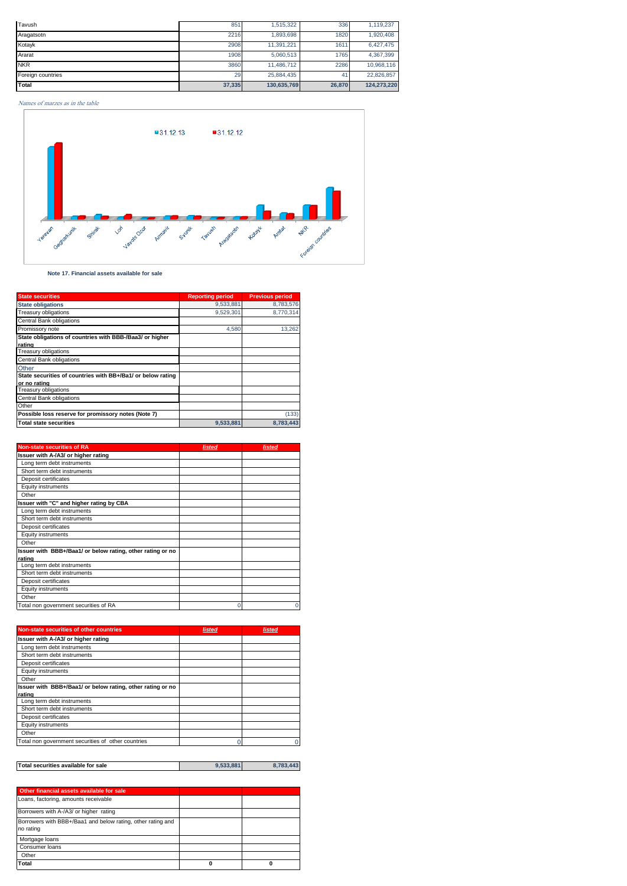| Tavush | 851 | 1,515,322 | 336 | 1,119,237 |
|---|---|---|---|---|
| Aragatsotn | 2216 | 1,893,698 | 1820 | 1,920,408 |
| Kotayk | 2908 | 11,391,221 | 1611 | 6,427,475 |
| Ararat | 1908 | 5,060,513 | 1765 | 4,367,399 |
| NKR | 3860 | 11,486,712 | 2286 | 10,968,116 |
| Foreign countries | 29 | 25,884,435 | 41 | 22,826,857 |
| **Total** | **37,335** | **130,635,769** | **26,870** | **124,273,220** |

*Names of marzes as in the table*

31.12.13 31.12.12

Yerevan, Gegharkunik, Shirak, Lori, Vayots Dzor, Armavir, Syunik, Tavush, Aragatsotn, Kotayk, Ararat, NKR, Foreign countries

**Note 17. Financial assets available for sale**

| State securities | Reporting period | Previous period |
|---|---|---|
| **State obligations** | 9,533,881 | 8,783,576 |
| Treasury obligations | 9,529,301 | 8,770,314 |
| Central Bank obligations | | |
| Promissory note | 4,580 | 13,262 |
| **State obligations of countries with BBB-/Baa3/ or higher rating** | | |
| Treasury obligations | | |
| Central Bank obligations | | |
| Other | | |
| **State securities of countries with BB+/Ba1/ or below rating or no rating** | | |
| Treasury obligations | | |
| Central Bank obligations | | |
| Other | | |
| **Possible loss reserve for promissory notes (Note 7)** | | (133) |
| **Total state securities** | **9,533,881** | **8,783,443** |

| Non-state securities of RA | listed | listed |
|---|---|---|
| **Issuer with A-/A3/ or higher rating** | | |
| Long term debt instruments | | |
| Short term debt instruments | | |
| Deposit certificates | | |
| Equity instruments | | |
| Other | | |
| **Issuer with "C" and higher rating by CBA** | | |
| Long term debt instruments | | |
| Short term debt instruments | | |
| Deposit certificates | | |
| Equity instruments | | |
| Other | | |
| **Issuer with BBB+/Baa1/ or below rating, other rating or no rating** | | |
| Long term debt instruments | | |
| Short term debt instruments | | |
| Deposit certificates | | |
| Equity instruments | | |
| Other | | |
| Total non government securities of RA | 0 | 0 |

| Non-state securities of other countries | listed | listed |
|---|---|---|
| **Issuer with A-/A3/ or higher rating** | | |
| Long term debt instruments | | |
| Short term debt instruments | | |
| Deposit certificates | | |
| Equity instruments | | |
| Other | | |
| **Issuer with BBB+/Baa1/ or below rating, other rating or no rating** | | |
| Long term debt instruments | | |
| Short term debt instruments | | |
| Deposit certificates | | |
| Equity instruments | | |
| Other | | |
| Total non government securities of other countries | 0 | 0 |

| **Total securities available for sale** | **9,533,881** | **8,783,443** |
|---|---|---|

| Other financial assets available for sale | | |
|---|---|---|
| Loans, factoring, amounts receivable | | |
| Borrowers with A-/A3/ or higher rating | | |
| Borrowers with BBB+/Baa1 and below rating, other rating and no rating | | |
| Mortgage loans | | |
| Consumer loans | | |
| Other | | |
| **Total** | **0** | **0** |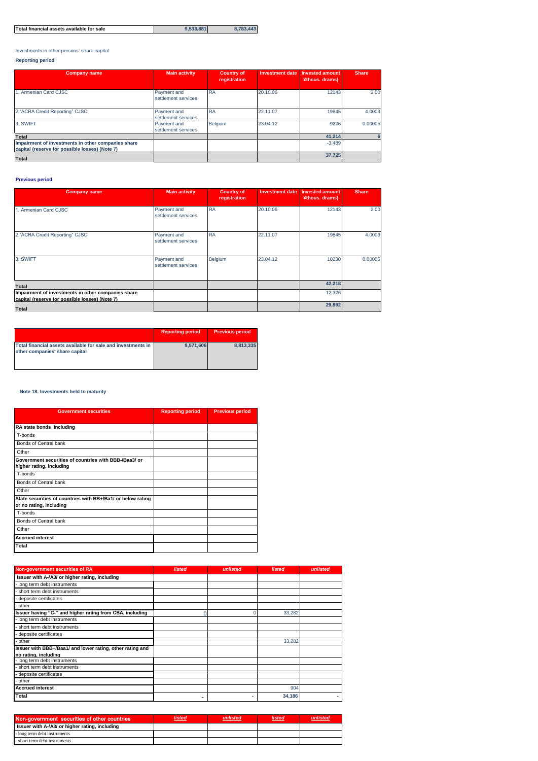| Total financial assets available for sale | 9,533,881 | 8,783,443 |
|---|---|---|

Investments in other persons' share capital

**Reporting period**

| Company name | Main activity | Country of registration | Investment date | Invested amount ¥thous. drams) | Share |
|---|---|---|---|---|---|
| 1. Armenian Card CJSC | Payment and settlement services | RA | 20.10.06 | 12143 | 2.00 |
| 2."ACRA Credit Reporting" CJSC | Payment and settlement services | RA | 22.11.07 | 19845 | 4.0003 |
| 3. SWIFT | Payment and settlement services | Belgium | 23.04.12 | 9226 | 0.00005 |
| **Total** | | | | **41,214** | **6** |
| **Impairment of investments in other companies share capital (reserve for possible losses) (Note 7)** | | | | -3,489 | |
| **Total** | | | | **37,725** | |

**Previous period**

| Company name | Main activity | Country of registration | Investment date | Invested amount ¥thous. drams) | Share |
|---|---|---|---|---|---|
| 1. Armenian Card CJSC | Payment and settlement services | RA | 20.10.06 | 12143 | 2.00 |
| 2."ACRA Credit Reporting" CJSC | Payment and settlement services | RA | 22.11.07 | 19845 | 4.0003 |
| 3. SWIFT | Payment and settlement services | Belgium | 23.04.12 | 10230 | 0.00005 |
| **Total** | | | | **42,218** | |
| **Impairment of investments in other companies share capital (reserve for possible losses) (Note 7)** | | | | -12,326 | |
| **Total** | | | | **29,892** | |

| | Reporting period | Previous period |
|---|---|---|
| **Total financial assets available for sale and investments in other companies' share capital** | **9,571,606** | **8,813,335** |

**Note 18. Investments held to maturity**

| Government securities | Reporting period | Previous period |
|---|---|---|
| **RA state bonds including** | | |
| T-bonds | | |
| Bonds of Central bank | | |
| Other | | |
| **Government securities of countries with BBB-/Baa3/ or higher rating, including** | | |
| T-bonds | | |
| Bonds of Central bank | | |
| Other | | |
| **State securities of countries with BB+/Ba1/ or below rating or no rating, including** | | |
| T-bonds | | |
| Bonds of Central bank | | |
| Other | | |
| **Accrued interest** | | |
| **Total** | | |

| Non-government securities of RA | *listed* | *unlisted* | *listed* | *unlisted* |
|---|---|---|---|---|
| **Issuer with A-/A3/ or higher rating, including** | | | | |
| - long term debt instruments | | | | |
| - short term debt instruments | | | | |
| - deposite certificates | | | | |
| - other | | | | |
| **Issuer having "C-" and higher rating from CBA, including** | 0 | 0 | 33,282 | |
| - long term debt instruments | | | | |
| - short term debt instruments | | | | |
| - deposite certificates | | | | |
| - other | | | 33,282 | |
| **Issuer with BBB+/Baa1/ and lower rating, other rating and no rating, including** | | | | |
| - long term debt instruments | | | | |
| - short term debt instruments | | | | |
| - deposite certificates | | | | |
| - other | | | | |
| **Accrued interest** | | | 904 | |
| **Total** | - | - | **34,186** | - |

| Non-government securities of other countries | *listed* | *unlisted* | *listed* | *unlisted* |
|---|---|---|---|---|
| **Issuer with A-/A3/ or higher rating, including** | | | | |
| - long term debt instruments | | | | |
| - short term debt instruments | | | | |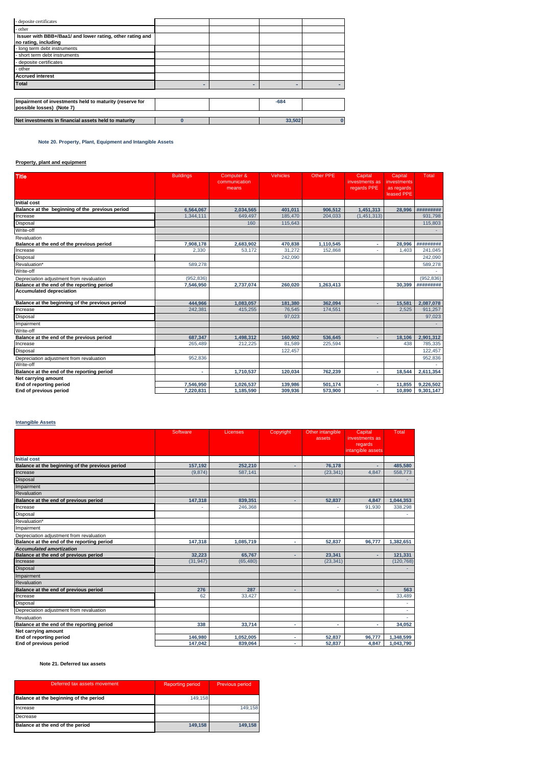| | | | | |
|---|---|---|---|---|
| - deposite certificates | | | | |
| - other | | | | |
| Issuer with BBB+/Baa1/ and lower rating, other rating and no rating, including | | | | |
| - long term debt instruments | | | | |
| - short term debt instruments | | | | |
| - deposite certificates | | | | |
| - other | | | | |
| **Accrued interest** | | | | |
| **Total** | - | - | - | - |

| | | | | |
|---|---|---|---|---|
| **Impairment of investments held to maturity (reserve for possible losses) (Note 7)** | | | -684 | |

| | | | | |
|---|---|---|---|---|
| **Net investments in financial assets held to maturity** | 0 | | 33,502 | 0 |

**Note 20. Property, Plant, Equipment and Intangible Assets**

**Property, plant and equipment**

| Title | Buildings | Computer & communication means | Vehicles | Other PPE | Capital investments as regards PPE | Capital investments as regards leased PPE | Total |
|---|---|---|---|---|---|---|---|
| **Initial cost** | | | | | | | |
| **Balance at the beginning of the previous period** | **6,564,067** | **2,034,565** | **401,011** | **906,512** | **1,451,313** | **28,996** | **#########** |
| Increase | 1,344,111 | 649,497 | 185,470 | 204,033 | (1,451,313) | | 931,798 |
| Disposal | | 160 | 115,643 | | | | 115,803 |
| Write-off | | | | | | | - |
| Revaluation | | | | | | | |
| **Balance at the end of the previous period** | **7,908,178** | **2,683,902** | **470,838** | **1,110,545** | **-** | **28,996** | **#########** |
| Increase | 2,330 | 53,172 | 31,272 | 152,868 | - | 1,403 | 241,045 |
| Disposal | | | 242,090 | | | | 242,090 |
| Revaluation* | 589,278 | | | | | | 589,278 |
| Write-off | | | | | | | - |
| Depreciation adjustment from revaluation | (952,836) | | | | | | (952,836) |
| **Balance at the end of the reporting period** | **7,546,950** | **2,737,074** | **260,020** | **1,263,413** | | **30,399** | **#########** |
| **Accumulated depreciation** | | | | | | | |
| **Balance at the beginning of the previous period** | **444,966** | **1,083,057** | **181,380** | **362,094** | **-** | **15,581** | **2,087,078** |
| Increase | 242,381 | 415,255 | 76,545 | 174,551 | | 2,525 | 911,257 |
| Disposal | | | 97,023 | | | | 97,023 |
| Impairment | | | | | | | - |
| Write-off | | | | | | | |
| **Balance at the end of the previous period** | **687,347** | **1,498,312** | **160,902** | **536,645** | **-** | **18,106** | **2,901,312** |
| Increase | 265,489 | 212,225 | 81,589 | 225,594 | | 438 | 785,335 |
| Disposal | | | 122,457 | | | | 122,457 |
| Depreciation adjustment from revaluation | 952,836 | | | | | | 952,836 |
| Write-off | | | | | | | |
| **Balance at the end of the reporting period** | **-** | **1,710,537** | **120,034** | **762,239** | **-** | **18,544** | **2,611,354** |
| **Net carrying amount** | | | | | | | |
| **End of reporting period** | **7,546,950** | **1,026,537** | **139,986** | **501,174** | **-** | **11,855** | **9,226,502** |
| **End of previous period** | **7,220,831** | **1,185,590** | **309,936** | **573,900** | **-** | **10,890** | **9,301,147** |

**Intangible Assets**

| | Software | Licenses | Copyright | Other intangible assets | Capital investments as regards intangible assets | Total |
|---|---|---|---|---|---|---|
| **Initial cost** | | | | | | |
| **Balance at the beginning of the previous period** | **157,192** | **252,210** | **-** | **76,178** | **-** | **485,580** |
| Increase | (9,874) | 587,141 | | (23,341) | 4,847 | 558,773 |
| Disposal | | | | | | - |
| Impairment | | | | | | |
| Revaluation | | | | | | |
| **Balance at the end of previous period** | **147,318** | **839,351** | **-** | **52,837** | **4,847** | **1,044,353** |
| Increase | - | 246,368 | | - | 91,930 | 338,298 |
| Disposal | | | | | | - |
| Revaluation* | | | | | | |
| Impairment | | | | | | |
| Depreciation adjustment from revaluation | | | | | | |
| **Balance at the end of the reporting period** | **147,318** | **1,085,719** | **-** | **52,837** | **96,777** | **1,382,651** |
| ***Accumulated amortization*** | | | | | | |
| **Balance at the end of previous period** | **32,223** | **65,767** | **-** | **23,341** | **-** | **121,331** |
| Increase | (31,947) | (65,480) | | (23,341) | | (120,768) |
| Disposal | | | | | | - |
| Impairment | | | | | | |
| Revaluation | | | | | | |
| **Balance at the end of previous period** | **276** | **287** | **-** | **-** | **-** | **563** |
| Increase | 62 | 33,427 | | | | 33,489 |
| Disposal | | | | | | - |
| Depreciation adjustment from revaluation | | | | | | - |
| Revaluation | | | | | | - |
| **Balance at the end of the reporting period** | **338** | **33,714** | **-** | **-** | **-** | **34,052** |
| **Net carrying amount** | | | | | | |
| **End of reporting period** | **146,980** | **1,052,005** | **-** | **52,837** | **96,777** | **1,348,599** |
| **End of previous period** | **147,042** | **839,064** | **-** | **52,837** | **4,847** | **1,043,790** |

**Note 21. Deferred tax assets**

| Deferred tax assets movement | Reporting period | Previous period |
|---|---|---|
| **Balance at the beginning of the period** | 149,158 | |
| Increase | | 149,158 |
| Decrease | | |
| **Balance at the end of the period** | **149,158** | **149,158** |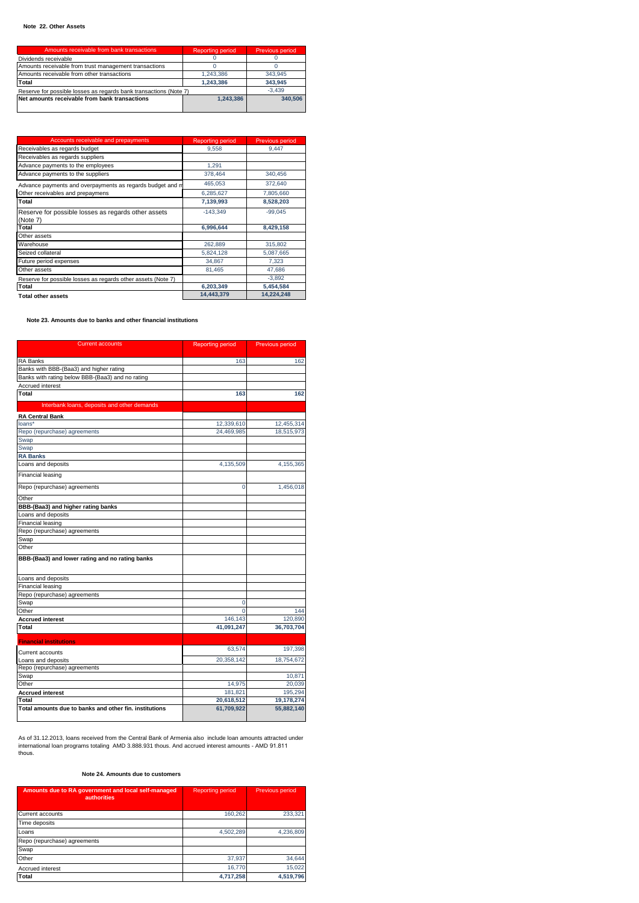**Note 22. Other Assets**

| Amounts receivable from bank transactions | Reporting period | Previous period |
|---|---|---|
| Dividends receivable | 0 | 0 |
| Amounts receivable from trust management transactions | 0 | 0 |
| Amounts receivable from other transactions | 1,243,386 | 343,945 |
| **Total** | **1,243,386** | **343,945** |
| Reserve for possible losses as regards bank transactions (Note 7) | | -3,439 |
| **Net amounts receivable from bank transactions** | **1,243,386** | **340,506** |

| Accounts receivable and prepayments | Reporting period | Previous period |
|---|---|---|
| Receivables as regards budget | 9,558 | 9,447 |
| Receivables as regards suppliers | | |
| Advance payments to the employees | 1,291 | |
| Advance payments to the suppliers | 378,464 | 340,456 |
| Advance payments and overpayments as regards budget and m | 465,053 | 372,640 |
| Other receivables and prepayments | 6,285,627 | 7,805,660 |
| **Total** | **7,139,993** | **8,528,203** |
| Reserve for possible losses as regards other assets (Note 7) | -143,349 | -99,045 |
| **Total** | **6,996,644** | **8,429,158** |
| Other assets | | |
| Warehouse | 262,889 | 315,802 |
| Seized collateral | 5,824,128 | 5,087,665 |
| Future period expenses | 34,867 | 7,323 |
| Other assets | 81,465 | 47,686 |
| Reserve for possible losses as regards other assets (Note 7) | | -3,892 |
| **Total** | **6,203,349** | **5,454,584** |
| **Total other assets** | **14,443,379** | **14,224,248** |

**Note 23. Amounts due to banks and other financial institutions**

| Current accounts | Reporting period | Previous period |
|---|---|---|
| RA Banks | 163 | 162 |
| Banks with BBB-(Baa3) and higher rating | | |
| Banks with rating below BBB-(Baa3) and no rating | | |
| Accrued interest | | |
| **Total** | **163** | **162** |
| Interbank loans, deposits and other demands | | |
| **RA Central Bank** | | |
| loans* | 12,339,610 | 12,455,314 |
| Repo (repurchase) agreements | 24,469,985 | 18,515,973 |
| Swap | | |
| Swap | | |
| **RA Banks** | | |
| Loans and deposits | 4,135,509 | 4,155,365 |
| Financial leasing | | |
| Repo (repurchase) agreements | 0 | 1,456,018 |
| Other | | |
| **BBB-(Baa3) and higher rating banks** | | |
| Loans and deposits | | |
| Financial leasing | | |
| Repo (repurchase) agreements | | |
| Swap | | |
| Other | | |
| **BBB-(Baa3) and lower rating and no rating banks** | | |
| Loans and deposits | | |
| Financial leasing | | |
| Repo (repurchase) agreements | | |
| Swap | 0 | |
| Other | 0 | 144 |
| **Accrued interest** | 146,143 | 120,890 |
| **Total** | **41,091,247** | **36,703,704** |
| **Financial institutions** | | |
| Current accounts | 63,574 | 197,398 |
| Loans and deposits | 20,358,142 | 18,754,672 |
| Repo (repurchase) agreements | | |
| Swap | | 10,871 |
| Other | 14,975 | 20,039 |
| **Accrued interest** | 181,821 | 195,294 |
| **Total** | **20,618,512** | **19,178,274** |
| **Total amounts due to banks and other fin. institutions** | **61,709,922** | **55,882,140** |

As of 31.12.2013, loans received from the Central Bank of Armenia also include loan amounts attracted under international loan programs totaling AMD 3.888.931 thous. And accrued interest amounts - AMD 91.811 thous.

**Note 24. Amounts due to customers**

| Amounts due to RA government and local self-managed authorities | Reporting period | Previous period |
|---|---|---|
| Current accounts | 160,262 | 233,321 |
| Time deposits | | |
| Loans | 4,502,289 | 4,236,809 |
| Repo (repurchase) agreements | | |
| Swap | | |
| Other | 37,937 | 34,644 |
| Accrued interest | 16,770 | 15,022 |
| **Total** | **4,717,258** | **4,519,796** |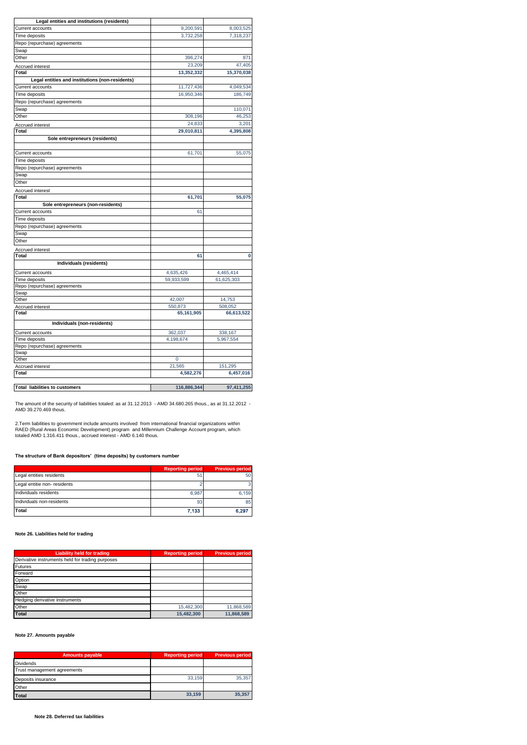| Legal entities and institutions (residents) | | |
|---|---|---|
| Current accounts | 9,200,591 | 8,003,525 |
| Time deposits | 3,732,258 | 7,318,237 |
| Repo (repurchase) agreements | | |
| Swap | | |
| Other | 396,274 | 871 |
| Accrued interest | 23,209 | 47,405 |
| **Total** | **13,352,332** | **15,370,038** |
| **Legal entities and institutions (non-residents)** | | |
| Current accounts | 11,727,436 | 4,049,534 |
| Time deposits | 16,950,346 | 186,749 |
| Repo (repurchase) agreements | | |
| Swap | | 110,071 |
| Other | 308,196 | 46,253 |
| Accrued interest | 24,833 | 3,201 |
| **Total** | **29,010,811** | **4,395,808** |
| **Sole entrepreneurs (residents)** | | |
| Current accounts | 61,701 | 55,075 |
| Time deposits | | |
| Repo (repurchase) agreements | | |
| Swap | | |
| Other | | |
| Accrued interest | | |
| **Total** | **61,701** | **55,075** |
| **Sole entrepreneurs (non-residents)** | | |
| Current accounts | 61 | |
| Time deposits | | |
| Repo (repurchase) agreements | | |
| Swap | | |
| Other | | |
| Accrued interest | | |
| **Total** | **61** | **0** |
| **Individuals (residents)** | | |
| Current accounts | 4,635,426 | 4,465,414 |
| Time deposits | 59,933,599 | 61,625,303 |
| Repo (repurchase) agreements | | |
| Swap | | |
| Other | 42,007 | 14,753 |
| Accrued interest | 550,873 | 508,052 |
| **Total** | **65,161,905** | **66,613,522** |
| **Individuals (non-residents)** | | |
| Current accounts | 362,037 | 338,167 |
| Time deposits | 4,198,674 | 5,967,554 |
| Repo (repurchase) agreements | | |
| Swap | | |
| Other | 0 | |
| Accrued interest | 21,565 | 151,295 |
| **Total** | **4,582,276** | **6,457,016** |
| **Total liabilities to customers** | **116,886,344** | **97,411,255** |

The amount of the security of liabilities totaled: as at 31.12.2013 - AMD 34.680.265 thous., as at 31.12.2012 - AMD 39.270.469 thous.

2.Term liabilities to government include amounts involved from international financial organizations within RAED (Rural Areas Economic Development) program and Millennium Challenge Account program, which totaled AMD 1.316.411 thous., accrued interest - AMD 6.140 thous.

**The structure of Bank depositors' (time deposits) by customers number**

| | Reporting period | Previous period |
|---|---|---|
| Legal entities residents | 51 | 50 |
| Legal entitie non- residents | 2 | 3 |
| Individuals residents | 6,987 | 6,159 |
| Individuals non-residents | 93 | 85 |
| **Total** | **7,133** | **6,297** |

**Note 26. Liabilities held for trading**

| Liability held for trading | Reporting period | Previous period |
|---|---|---|
| Derivative instruments held for trading purposes | | |
| Futures | | |
| Forward | | |
| Option | | |
| Swap | | |
| Other | | |
| Hedging derivative instruments | | |
| Other | 15,482,300 | 11,868,589 |
| **Total** | **15,482,300** | **11,868,589** |

**Note 27. Amounts payable**

| Amounts payable | Reporting period | Previous period |
|---|---|---|
| Dividends | | |
| Trust management agreements | | |
| Deposits insurance | 33,159 | 35,357 |
| Other | | |
| **Total** | **33,159** | **35,357** |

**Note 28. Deferred tax liabilities**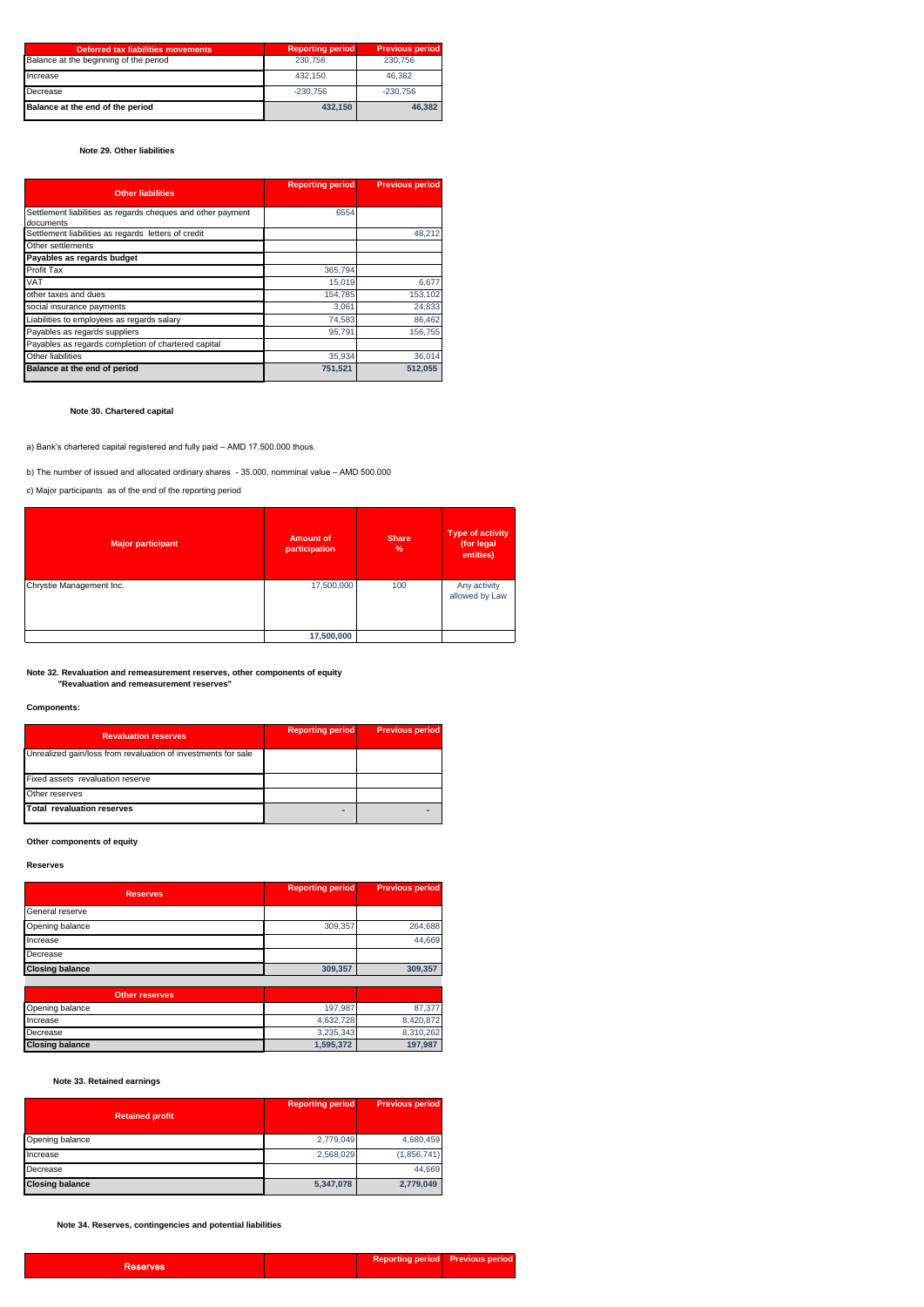| Deferred tax liabilities movements | Reporting period | Previous period |
|---|---|---|
| Balance at the beginning of the period | 230,756 | 230,756 |
| Increase | 432,150 | 46,382 |
| Decrease | -230,756 | -230,756 |
| **Balance at the end of the period** | **432,150** | **46,382** |

**Note 29. Other liabilities**

| Other liabilities | Reporting period | Previous period |
|---|---|---|
| Settlement liabilities as regards cheques and other payment documents | 6554 | |
| Settlement liabilities as regards letters of credit | | 48,212 |
| Other settlements | | |
| **Payables as regards budget** | | |
| Profit Tax | 365,794 | |
| VAT | 15,019 | 6,677 |
| other taxes and dues | 154,785 | 153,102 |
| social insurance payments | 3,061 | 24,833 |
| Liabilities to employees as regards salary | 74,583 | 86,462 |
| Payables as regards suppliers | 95,791 | 156,755 |
| Payables as regards completion of chartered capital | | |
| Other liabilities | 35,934 | 36,014 |
| **Balance at the end of period** | **751,521** | **512,055** |

**Note 30. Chartered capital**

a) Bank's chartered capital registered and fully paid – AMD 17.500.000 thous.

b) The number of issued and allocated ordinary shares - 35.000, nomminal value – AMD 500.000

c) Major participants as of the end of the reporting period

| Major participant | Amount of participation | Share % | Type of activity (for legal entities) |
|---|---|---|---|
| Chrystie Management Inc. | 17,500,000 | 100 | Any activity allowed by Law |
| | **17,500,000** | | |

**Note 32. Revaluation and remeasurement reserves, other components of equity "Revaluation and remeasurement reserves"**

**Components:**

| Revaluation reserves | Reporting period | Previous period |
|---|---|---|
| Unrealized gain/loss from revaluation of investments for sale | | |
| Fixed assets revaluation reserve | | |
| Other reserves | | |
| **Total revaluation reserves** | - | - |

**Other components of equity**

**Reserves**

| Reserves | Reporting period | Previous period |
|---|---|---|
| General reserve | | |
| Opening balance | 309,357 | 264,688 |
| Increase | | 44,669 |
| Decrease | | |
| **Closing balance** | **309,357** | **309,357** |
| **Other reserves** | | |
| Opening balance | 197,987 | 87,377 |
| Increase | 4,632,728 | 8,420,872 |
| Decrease | 3,235,343 | 8,310,262 |
| **Closing balance** | **1,595,372** | **197,987** |

**Note 33. Retained earnings**

| Retained profit | Reporting period | Previous period |
|---|---|---|
| Opening balance | 2,779,049 | 4,680,459 |
| Increase | 2,568,029 | (1,856,741) |
| Decrease | | 44,669 |
| **Closing balance** | **5,347,078** | **2,779,049** |

**Note 34. Reserves, contingencies and potential liabilities**

| Reserves | | Reporting period | Previous period |
|---|---|---|---|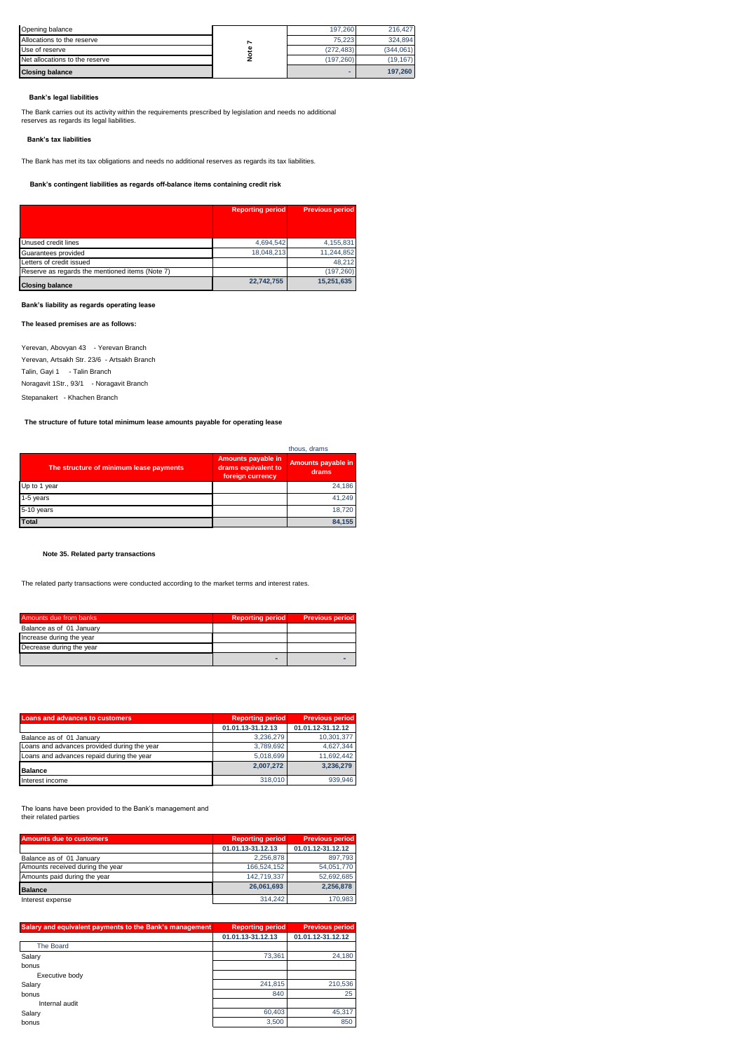| | | | |
|---|---|---|---|
| Opening balance | Note 7 | 197,260 | 216,427 |
| Allocations to the reserve | | 75,223 | 324,894 |
| Use of reserve | | (272,483) | (344,061) |
| Net allocations to the reserve | | (197,260) | (19,167) |
| **Closing balance** | | - | **197,260** |

**Bank's legal liabilities**

The Bank carries out its activity within the requirements prescribed by legislation and needs no additional reserves as regards its legal liabilities.

**Bank's tax liabilities**

The Bank has met its tax obligations and needs no additional reserves as regards its tax liabilities.

**Bank's contingent liabilities as regards off-balance items containing credit risk**

| | Reporting period | Previous period |
|---|---|---|
| Unused credit lines | 4,694,542 | 4,155,831 |
| Guarantees provided | 18,048,213 | 11,244,852 |
| Letters of credit issued | | 48,212 |
| Reserve as regards the mentioned items (Note 7) | | (197,260) |
| **Closing balance** | **22,742,755** | **15,251,635** |

**Bank's liability as regards operating lease**

**The leased premises are as follows:**

Yerevan, Abovyan 43 - Yerevan Branch

Yerevan, Artsakh Str. 23/6 - Artsakh Branch

Talin, Gayi 1 - Talin Branch

Noragavit 1Str., 93/1 - Noragavit Branch

Stepanakert - Khachen Branch

**The structure of future total minimum lease amounts payable for operating lease**

thous, drams

| The structure of minimum lease payments | Amounts payable in drams equivalent to foreign currency | Amounts payable in drams |
|---|---|---|
| Up to 1 year | | 24,186 |
| 1-5 years | | 41,249 |
| 5-10 years | | 18,720 |
| **Total** | | **84,155** |

**Note 35. Related party transactions**

The related party transactions were conducted according to the market terms and interest rates.

| Amounts due from banks | Reporting period | Previous period |
|---|---|---|
| Balance as of 01 January | | |
| Increase during the year | | |
| Decrease during the year | | |
| | - | - |

| Loans and advances to customers | Reporting period | Previous period |
|---|---|---|
| | 01.01.13-31.12.13 | 01.01.12-31.12.12 |
| Balance as of 01 January | 3,236,279 | 10,301,377 |
| Loans and advances provided during the year | 3,789,692 | 4,627,344 |
| Loans and advances repaid during the year | 5,018,699 | 11,692,442 |
| **Balance** | **2,007,272** | **3,236,279** |
| Interest income | 318,010 | 939,946 |

The loans have been provided to the Bank's management and their related parties

| Amounts due to customers | Reporting period | Previous period |
|---|---|---|
| | 01.01.13-31.12.13 | 01.01.12-31.12.12 |
| Balance as of 01 January | 2,256,878 | 897,793 |
| Amounts received during the year | 166,524,152 | 54,051,770 |
| Amounts paid during the year | 142,719,337 | 52,692,685 |
| **Balance** | **26,061,693** | **2,256,878** |
| Interest expense | 314,242 | 170,983 |

| Salary and equivalent payments to the Bank's management | Reporting period | Previous period |
|---|---|---|
| | 01.01.13-31.12.13 | 01.01.12-31.12.12 |
| The Board | | |
| Salary | 73,361 | 24,180 |
| bonus | | |
| Executive body | | |
| Salary | 241,815 | 210,536 |
| bonus | 840 | 25 |
| Internal audit | | |
| Salary | 60,403 | 45,317 |
| bonus | 3,500 | 850 |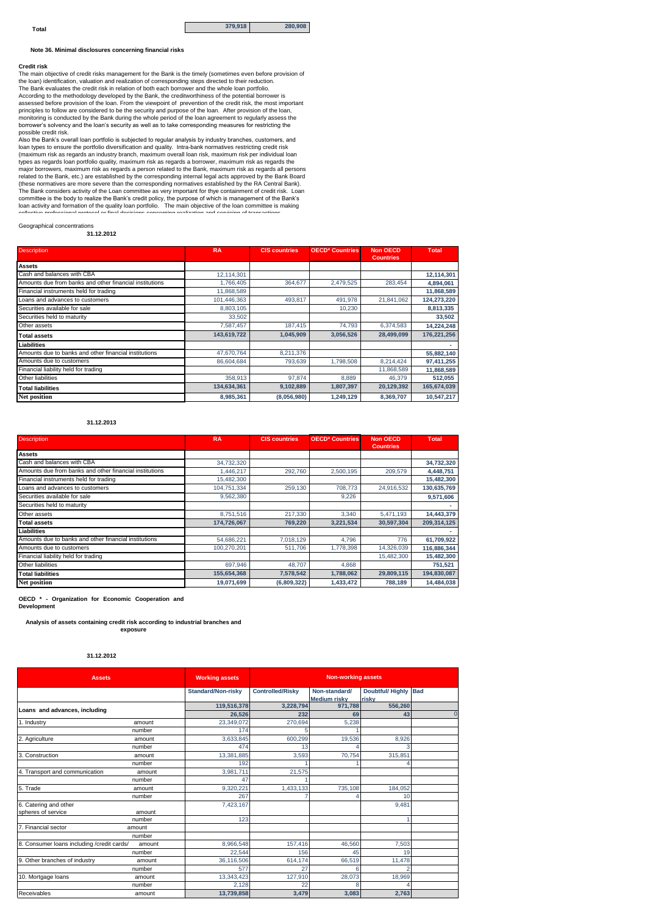| Total | 379,918 | 280,908 |
|---|---|---|

**Note 36. Minimal disclosures concerning financial risks**

**Credit risk**

The main objective of credit risks management for the Bank is the timely (sometimes even before provision of the loan) identification, valuation and realization of corresponding steps directed to their reduction.
The Bank evaluates the credit risk in relation of both each borrower and the whole loan portfolio.
According to the methodology developed by the Bank, the creditworthiness of the potential borrower is assessed before provision of the loan. From the viewpoint of prevention of the credit risk, the most important principles to follow are considered to be the security and purpose of the loan. After provision of the loan, monitoring is conducted by the Bank during the whole period of the loan agreement to regularly assess the borrower's solvency and the loan's security as well as to take corresponding measures for restricting the possible credit risk.
Also the Bank's overall loan portfolio is subjected to regular analysis by industry branches, customers, and loan types to ensure the portfolio diversification and quality. Intra-bank normatives restricting credit risk (maximum risk as regards an industry branch, maximum overall loan risk, maximum risk per individual loan types as regards loan portfolio quality, maximum risk as regards a borrower, maximum risk as regards the major borrowers, maximum risk as regards a person related to the Bank, maximum risk as regards all persons related to the Bank, etc.) are established by the corresponding internal legal acts approved by the Bank Board (these normatives are more severe than the corresponding normatives established by the RA Central Bank).
The Bank considers activity of the Loan committee as very important for thye containment of credit risk. Loan committee is the body to realize the Bank's credit policy, the purpose of which is management of the Bank's loan activity and formation of the quality loan portfolio. The main objective of the loan committee is making collective professional protocol or final decisions concerning realization and servicing of transactions

Geographical concentrations

**31.12.2012**

| Description | RA | CIS countries | OECD* Countries | Non OECD Countries | Total |
|---|---|---|---|---|---|
| **Assets** | | | | | |
| Cash and balances with CBA | 12,114,301 | | | | **12,114,301** |
| Amounts due from banks and other financial institutions | 1,766,405 | 364,677 | 2,479,525 | 283,454 | **4,894,061** |
| Financial instruments held for trading | 11,868,589 | | | | **11,868,589** |
| Loans and advances to customers | 101,446,363 | 493,817 | 491,978 | 21,841,062 | **124,273,220** |
| Securities available for sale | 8,803,105 | | 10,230 | | **8,813,335** |
| Securities held to maturity | 33,502 | | | | **33,502** |
| Other assets | 7,587,457 | 187,415 | 74,793 | 6,374,583 | **14,224,248** |
| **Total assets** | **143,619,722** | **1,045,909** | **3,056,526** | **28,499,099** | **176,221,256** |
| **Liabilities** | | | | | - |
| Amounts due to banks and other financial institutions | 47,670,764 | 8,211,376 | | | **55,882,140** |
| Amounts due to customers | 86,604,684 | 793,639 | 1,798,508 | 8,214,424 | **97,411,255** |
| Financial liability held for trading | | | | 11,868,589 | **11,868,589** |
| Other liabilities | 358,913 | 97,874 | 8,889 | 46,379 | **512,055** |
| **Total liabilities** | **134,634,361** | **9,102,889** | **1,807,397** | **20,129,392** | **165,674,039** |
| **Net position** | **8,985,361** | **(8,056,980)** | **1,249,129** | **8,369,707** | **10,547,217** |

**31.12.2013**

| Description | RA | CIS countries | OECD* Countries | Non OECD Countries | Total |
|---|---|---|---|---|---|
| **Assets** | | | | | |
| Cash and balances with CBA | 34,732,320 | | | | **34,732,320** |
| Amounts due from banks and other financial institutions | 1,446,217 | 292,760 | 2,500,195 | 209,579 | **4,448,751** |
| Financial instruments held for trading | 15,482,300 | | | | **15,482,300** |
| Loans and advances to customers | 104,751,334 | 259,130 | 708,773 | 24,916,532 | **130,635,769** |
| Securities available for sale | 9,562,380 | | 9,226 | | **9,571,606** |
| Securities held to maturity | | | | | - |
| Other assets | 8,751,516 | 217,330 | 3,340 | 5,471,193 | **14,443,379** |
| **Total assets** | **174,726,067** | **769,220** | **3,221,534** | **30,597,304** | **209,314,125** |
| **Liabilities** | | | | | - |
| Amounts due to banks and other financial institutions | 54,686,221 | 7,018,129 | 4,796 | 776 | **61,709,922** |
| Amounts due to customers | 100,270,201 | 511,706 | 1,778,398 | 14,326,039 | **116,886,344** |
| Financial liability held for trading | | | | 15,482,300 | **15,482,300** |
| Other liabilities | 697,946 | 48,707 | 4,868 | | **751,521** |
| **Total liabilities** | **155,654,368** | **7,578,542** | **1,788,062** | **29,809,115** | **194,830,087** |
| **Net position** | **19,071,699** | **(6,809,322)** | **1,433,472** | **788,189** | **14,484,038** |

**OECD * - Organization for Economic Cooperation and Development**

**Analysis of assets containing credit risk according to industrial branches and exposure**

**31.12.2012**

| Assets | | Working assets | Non-working assets | | | |
|---|---|---|---|---|---|---|
| | | Standard/Non-risky | Controlled/Risky | Non-standard/ Medium risky | Doubtful/ Highly risky | Bad |
| Loans and advances, including | | 119,516,378 | 3,228,794 | 971,788 | 556,260 | |
| | | 26,526 | 232 | 69 | 43 | 0 |
| 1. Industry | amount | 23,349,072 | 270,694 | 5,238 | | |
| | number | 174 | 5 | 1 | | |
| 2. Agriculture | amount | 3,633,845 | 600,299 | 19,536 | 8,926 | |
| | number | 474 | 13 | 4 | 3 | |
| 3. Construction | amount | 13,381,885 | 3,593 | 70,754 | 315,851 | |
| | number | 192 | 1 | 1 | 4 | |
| 4. Transport and communication | amount | 3,981,711 | 21,575 | | | |
| | number | 47 | 1 | | | |
| 5. Trade | amount | 9,320,221 | 1,433,133 | 735,108 | 184,052 | |
| | number | 267 | 7 | 4 | 10 | |
| 6. Catering and other spheres of service | amount | 7,423,167 | | | 9,481 | |
| | number | 123 | | | 1 | |
| 7. Financial sector | amount | | | | | |
| | number | | | | | |
| 8. Consumer loans including /credit cards/ | amount | 8,966,548 | 157,416 | 46,560 | 7,503 | |
| | number | 22,544 | 156 | 45 | 19 | |
| 9. Other branches of industry | amount | 36,116,506 | 614,174 | 66,519 | 11,478 | |
| | number | 577 | 27 | 6 | 2 | |
| 10. Mortgage loans | amount | 13,343,423 | 127,910 | 28,073 | 18,969 | |
| | number | 2,128 | 22 | 8 | 4 | |
| Receivables | amount | 13,739,858 | 3,479 | 3,083 | 2,763 | |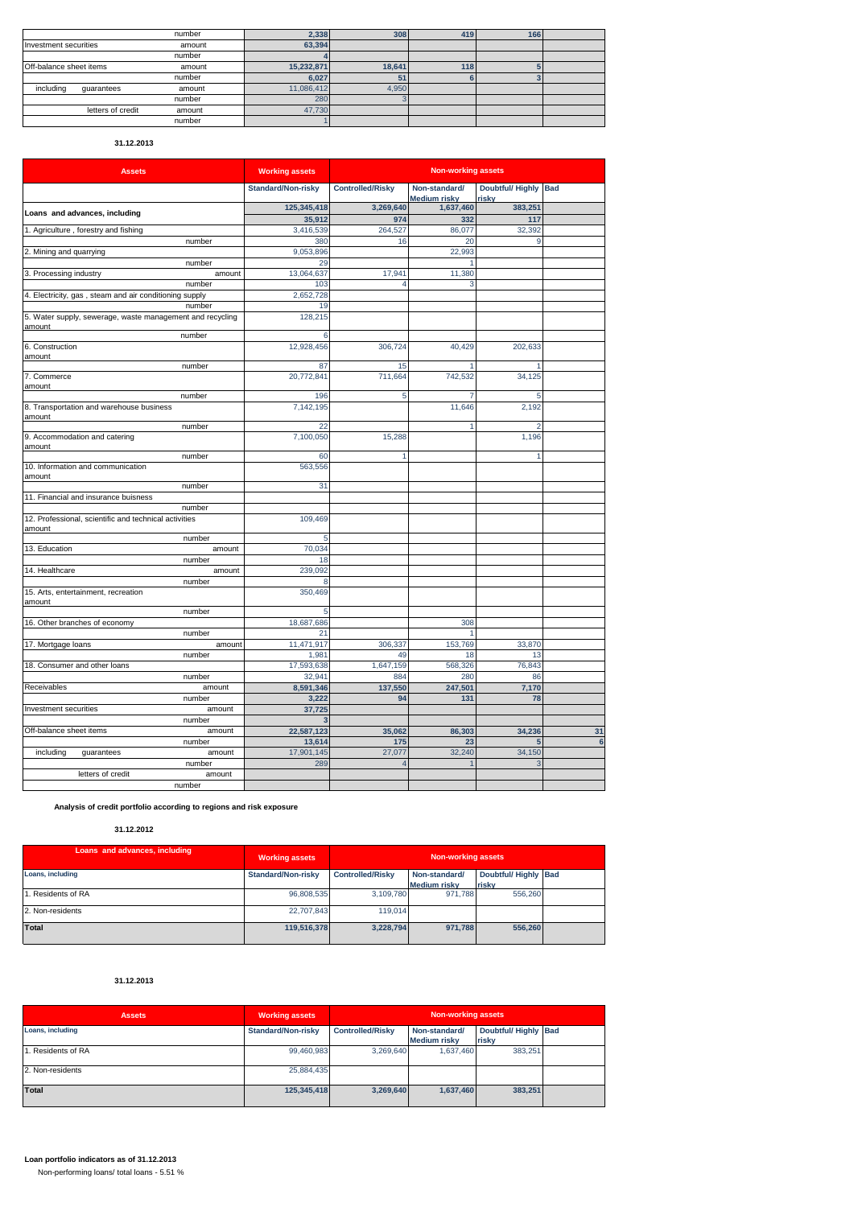| | | | | | | |
|---|---|---|---|---|---|---|
| | number | 2,338 | 308 | 419 | 166 | |
| Investment securities | amount | 63,394 | | | | |
| | number | 4 | | | | |
| Off-balance sheet items | amount | 15,232,871 | 18,641 | 118 | 5 | |
| | number | 6,027 | 51 | 6 | 3 | |
| including guarantees | amount | 11,086,412 | 4,950 | | | |
| | number | 280 | 3 | | | |
| letters of credit | amount | 47,730 | | | | |
| | number | 1 | | | | |

**31.12.2013**

| Assets | | Working assets | Non-working assets | | | |
|---|---|---|---|---|---|---|
| | | Standard/Non-risky | Controlled/Risky | Non-standard/ Medium risky | Doubtful/ Highly risky | Bad |
| Loans and advances, including | | 125,345,418 | 3,269,640 | 1,637,460 | 383,251 | |
| | | 35,912 | 974 | 332 | 117 | |
| 1. Agriculture , forestry and fishing | | 3,416,539 | 264,527 | 86,077 | 32,392 | |
| | number | 380 | 16 | 20 | 9 | |
| 2. Mining and quarrying | | 9,053,896 | | 22,993 | | |
| | number | 29 | | 1 | | |
| 3. Processing industry | amount | 13,064,637 | 17,941 | 11,380 | | |
| | number | 103 | 4 | 3 | | |
| 4. Electricity, gas , steam and air conditioning supply | | 2,652,728 | | | | |
| | number | 19 | | | | |
| 5. Water supply, sewerage, waste management and recycling amount | | 128,215 | | | | |
| | number | 6 | | | | |
| 6. Construction amount | | 12,928,456 | 306,724 | 40,429 | 202,633 | |
| | number | 87 | 15 | 1 | 1 | |
| 7. Commerce amount | | 20,772,841 | 711,664 | 742,532 | 34,125 | |
| | number | 196 | 5 | 7 | 5 | |
| 8. Transportation and warehouse business amount | | 7,142,195 | | 11,646 | 2,192 | |
| | number | 22 | | 1 | 2 | |
| 9. Accommodation and catering amount | | 7,100,050 | 15,288 | | 1,196 | |
| | number | 60 | 1 | | 1 | |
| 10. Information and communication amount | | 563,556 | | | | |
| | number | 31 | | | | |
| 11. Financial and insurance buisness | | | | | | |
| | number | | | | | |
| 12. Professional, scientific and technical activities amount | | 109,469 | | | | |
| | number | 5 | | | | |
| 13. Education | amount | 70,034 | | | | |
| | number | 18 | | | | |
| 14. Healthcare | amount | 239,092 | | | | |
| | number | 8 | | | | |
| 15. Arts, entertainment, recreation amount | | 350,469 | | | | |
| | number | 5 | | | | |
| 16. Other branches of economy | | 18,687,686 | | 308 | | |
| | number | 21 | | 1 | | |
| 17. Mortgage loans | amount | 11,471,917 | 306,337 | 153,769 | 33,870 | |
| | number | 1,981 | 49 | 18 | 13 | |
| 18. Consumer and other loans | | 17,593,638 | 1,647,159 | 568,326 | 76,843 | |
| | number | 32,941 | 884 | 280 | 86 | |
| Receivables | amount | 8,591,346 | 137,550 | 247,501 | 7,170 | |
| | number | 3,222 | 94 | 131 | 78 | |
| Investment securities | amount | 37,725 | | | | |
| | number | 3 | | | | |
| Off-balance sheet items | amount | 22,587,123 | 35,062 | 86,303 | 34,236 | 31 |
| | number | 13,614 | 175 | 23 | 5 | 6 |
| including guarantees | amount | 17,901,145 | 27,077 | 32,240 | 34,150 | |
| | number | 289 | 4 | 1 | 3 | |
| letters of credit | amount | | | | | |
| | number | | | | | |

**Analysis of credit portfolio according to regions and risk exposure**

**31.12.2012**

| Loans and advances, including | Working assets | Non-working assets | | | |
|---|---|---|---|---|---|
| Loans, including | Standard/Non-risky | Controlled/Risky | Non-standard/ Medium risky | Doubtful/ Highly risky | Bad |
| 1. Residents of RA | 96,808,535 | 3,109,780 | 971,788 | 556,260 | |
| 2. Non-residents | 22,707,843 | 119,014 | | | |
| **Total** | **119,516,378** | **3,228,794** | **971,788** | **556,260** | |

**31.12.2013**

| Assets | Working assets | Non-working assets | | | |
|---|---|---|---|---|---|
| Loans, including | Standard/Non-risky | Controlled/Risky | Non-standard/ Medium risky | Doubtful/ Highly risky | Bad |
| 1. Residents of RA | 99,460,983 | 3,269,640 | 1,637,460 | 383,251 | |
| 2. Non-residents | 25,884,435 | | | | |
| **Total** | **125,345,418** | **3,269,640** | **1,637,460** | **383,251** | |

**Loan portfolio indicators as of 31.12.2013**

Non-performing loans/ total loans - 5.51 %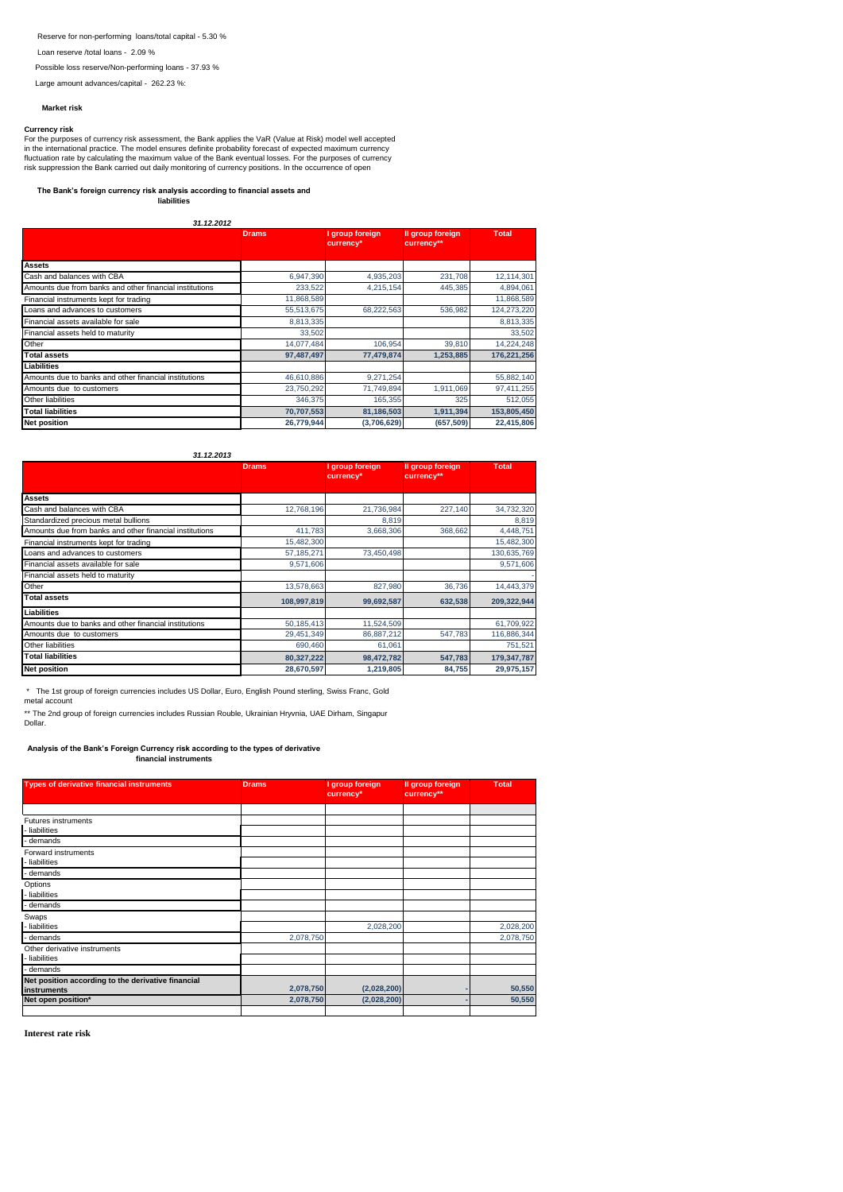Reserve for non-performing loans/total capital - 5.30 %

Loan reserve /total loans - 2.09 %

Possible loss reserve/Non-performing loans - 37.93 %

Large amount advances/capital - 262.23 %:

**Market risk**

**Currency risk**

For the purposes of currency risk assessment, the Bank applies the VaR (Value at Risk) model well accepted in the international practice. The model ensures definite probability forecast of expected maximum currency fluctuation rate by calculating the maximum value of the Bank eventual losses. For the purposes of currency risk suppression the Bank carried out daily monitoring of currency positions. In the occurrence of open

**The Bank's foreign currency risk analysis according to financial assets and liabilities**

***31.12.2012***

| | Drams | I group foreign currency* | II group foreign currency** | Total |
|---|---|---|---|---|
| **Assets** | | | | |
| Cash and balances with CBA | 6,947,390 | 4,935,203 | 231,708 | 12,114,301 |
| Amounts due from banks and other financial institutions | 233,522 | 4,215,154 | 445,385 | 4,894,061 |
| Financial instruments kept for trading | 11,868,589 | | | 11,868,589 |
| Loans and advances to customers | 55,513,675 | 68,222,563 | 536,982 | 124,273,220 |
| Financial assets available for sale | 8,813,335 | | | 8,813,335 |
| Financial assets held to maturity | 33,502 | | | 33,502 |
| Other | 14,077,484 | 106,954 | 39,810 | 14,224,248 |
| **Total assets** | **97,487,497** | **77,479,874** | **1,253,885** | **176,221,256** |
| **Liabilities** | | | | |
| Amounts due to banks and other financial institutions | 46,610,886 | 9,271,254 | | 55,882,140 |
| Amounts due to customers | 23,750,292 | 71,749,894 | 1,911,069 | 97,411,255 |
| Other liabilities | 346,375 | 165,355 | 325 | 512,055 |
| **Total liabilities** | **70,707,553** | **81,186,503** | **1,911,394** | **153,805,450** |
| **Net position** | **26,779,944** | **(3,706,629)** | **(657,509)** | **22,415,806** |

***31.12.2013***

| | Drams | I group foreign currency* | II group foreign currency** | Total |
|---|---|---|---|---|
| **Assets** | | | | |
| Cash and balances with CBA | 12,768,196 | 21,736,984 | 227,140 | 34,732,320 |
| Standardized precious metal bullions | | 8,819 | | 8,819 |
| Amounts due from banks and other financial institutions | 411,783 | 3,668,306 | 368,662 | 4,448,751 |
| Financial instruments kept for trading | 15,482,300 | | | 15,482,300 |
| Loans and advances to customers | 57,185,271 | 73,450,498 | | 130,635,769 |
| Financial assets available for sale | 9,571,606 | | | 9,571,606 |
| Financial assets held to maturity | | | | - |
| Other | 13,578,663 | 827,980 | 36,736 | 14,443,379 |
| **Total assets** | **108,997,819** | **99,692,587** | **632,538** | **209,322,944** |
| **Liabilities** | | | | |
| Amounts due to banks and other financial institutions | 50,185,413 | 11,524,509 | | 61,709,922 |
| Amounts due to customers | 29,451,349 | 86,887,212 | 547,783 | 116,886,344 |
| Other liabilities | 690,460 | 61,061 | | 751,521 |
| **Total liabilities** | **80,327,222** | **98,472,782** | **547,783** | **179,347,787** |
| **Net position** | **28,670,597** | **1,219,805** | **84,755** | **29,975,157** |

\* The 1st group of foreign currencies includes US Dollar, Euro, English Pound sterling, Swiss Franc, Gold metal account

** The 2nd group of foreign currencies includes Russian Rouble, Ukrainian Hryvnia, UAE Dirham, Singapur Dollar.

**Analysis of the Bank's Foreign Currency risk according to the types of derivative financial instruments**

| Types of derivative financial instruments | Drams | I group foreign currency* | II group foreign currency** | Total |
|---|---|---|---|---|
| | | | | |
| Futures instruments | | | | |
| - liabilities | | | | |
| - demands | | | | |
| Forward instruments | | | | |
| - liabilities | | | | |
| - demands | | | | |
| Options | | | | |
| - liabilities | | | | |
| - demands | | | | |
| Swaps | | | | |
| - liabilities | | 2,028,200 | | 2,028,200 |
| - demands | 2,078,750 | | | 2,078,750 |
| Other derivative instruments | | | | |
| - liabilities | | | | |
| - demands | | | | |
| **Net position according to the derivative financial instruments** | **2,078,750** | **(2,028,200)** | **-** | **50,550** |
| **Net open position*** | **2,078,750** | **(2,028,200)** | **-** | **50,550** |

**Interest rate risk**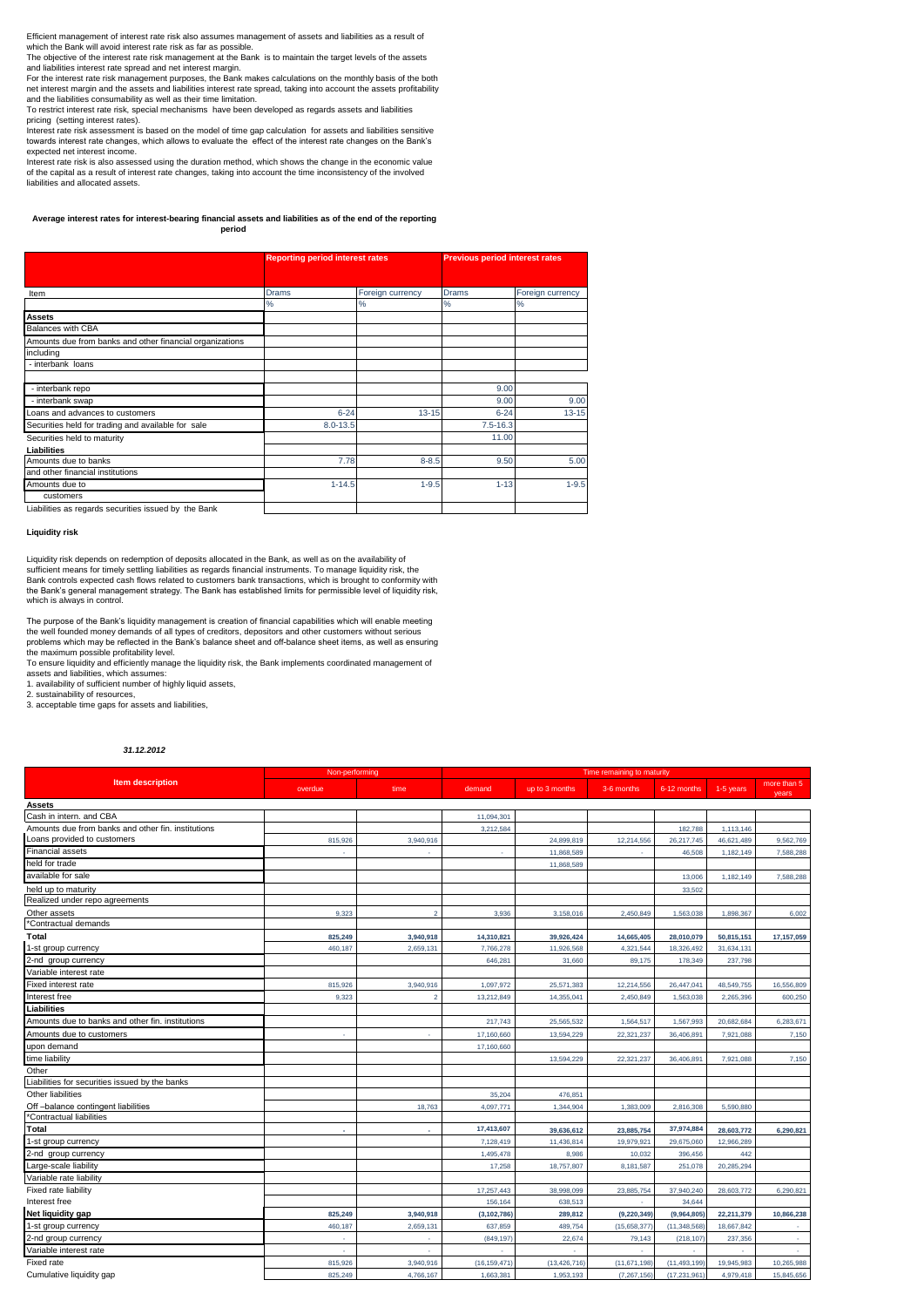Efficient management of interest rate risk also assumes management of assets and liabilities as a result of which the Bank will avoid interest rate risk as far as possible.
The objective of the interest rate risk management at the Bank is to maintain the target levels of the assets and liabilities interest rate spread and net interest margin.
For the interest rate risk management purposes, the Bank makes calculations on the monthly basis of the both net interest margin and the assets and liabilities interest rate spread, taking into account the assets profitability and the liabilities consumability as well as their time limitation.
To restrict interest rate risk, special mechanisms have been developed as regards assets and liabilities pricing (setting interest rates).
Interest rate risk assessment is based on the model of time gap calculation for assets and liabilities sensitive towards interest rate changes, which allows to evaluate the effect of the interest rate changes on the Bank's expected net interest income.
Interest rate risk is also assessed using the duration method, which shows the change in the economic value of the capital as a result of interest rate changes, taking into account the time inconsistency of the involved liabilities and allocated assets.

**Average interest rates for interest-bearing financial assets and liabilities as of the end of the reporting period**

| | Reporting period interest rates | | Previous period interest rates | |
|---|---|---|---|---|
| Item | Drams | Foreign currency | Drams | Foreign currency |
| | % | % | % | % |
| **Assets** | | | | |
| Balances with CBA | | | | |
| Amounts due from banks and other financial organizations | | | | |
| including | | | | |
| - interbank loans | | | | |
| | | | | |
| - interbank repo | | | 9.00 | |
| - interbank swap | | | 9.00 | 9.00 |
| Loans and advances to customers | 6-24 | 13-15 | 6-24 | 13-15 |
| Securities held for trading and available for sale | 8.0-13.5 | | 7.5-16.3 | |
| Securities held to maturity | | | 11.00 | |
| **Liabilities** | | | | |
| Amounts due to banks | 7.78 | 8-8.5 | 9.50 | 5.00 |
| and other financial institutions | | | | |
| Amounts due to | 1-14.5 | 1-9.5 | 1-13 | 1-9.5 |
| customers | | | | |
| Liabilities as regards securities issued by the Bank | | | | |

**Liquidity risk**

Liquidity risk depends on redemption of deposits allocated in the Bank, as well as on the availability of sufficient means for timely settling liabilities as regards financial instruments. To manage liquidity risk, the Bank controls expected cash flows related to customers bank transactions, which is brought to conformity with the Bank's general management strategy. The Bank has established limits for permissible level of liquidity risk, which is always in control.

The purpose of the Bank's liquidity management is creation of financial capabilities which will enable meeting the well founded money demands of all types of creditors, depositors and other customers without serious problems which may be reflected in the Bank's balance sheet and off-balance sheet items, as well as ensuring the maximum possible profitability level.
To ensure liquidity and efficiently manage the liquidity risk, the Bank implements coordinated management of assets and liabilities, which assumes:
1. availability of sufficient number of highly liquid assets,
2. sustainability of resources,
3. acceptable time gaps for assets and liabilities,

***31.12.2012***

| Item description | Non-performing | | Time remaining to maturity | | | | | |
|---|---|---|---|---|---|---|---|---|
| | overdue | time | demand | up to 3 months | 3-6 months | 6-12 months | 1-5 years | more than 5 years |
| **Assets** | | | | | | | | |
| Cash in intern. and CBA | | | 11,094,301 | | | | | |
| Amounts due from banks and other fin. institutions | | | 3,212,584 | | | 182,788 | 1,113,146 | |
| Loans provided to customers | 815,926 | 3,940,916 | | 24,899,819 | 12,214,556 | 26,217,745 | 46,621,489 | 9,562,769 |
| Financial assets | - | - | - | 11,868,589 | - | 46,508 | 1,182,149 | 7,588,288 |
| held for trade | | | | 11,868,589 | | | | |
| available for sale | | | | | | 13,006 | 1,182,149 | 7,588,288 |
| held up to maturity | | | | | | 33,502 | | |
| Realized under repo agreements | | | | | | | | |
| Other assets | 9,323 | 2 | 3,936 | 3,158,016 | 2,450,849 | 1,563,038 | 1,898,367 | 6,002 |
| *Contractual demands | | | | | | | | |
| **Total** | **825,249** | **3,940,918** | **14,310,821** | **39,926,424** | **14,665,405** | **28,010,079** | **50,815,151** | **17,157,059** |
| 1-st group currency | 460,187 | 2,659,131 | 7,766,278 | 11,926,568 | 4,321,544 | 18,326,492 | 31,634,131 | |
| 2-nd group currency | | | 646,281 | 31,660 | 89,175 | 178,349 | 237,798 | |
| Variable interest rate | | | | | | | | |
| Fixed interest rate | 815,926 | 3,940,916 | 1,097,972 | 25,571,383 | 12,214,556 | 26,447,041 | 48,549,755 | 16,556,809 |
| Interest free | 9,323 | 2 | 13,212,849 | 14,355,041 | 2,450,849 | 1,563,038 | 2,265,396 | 600,250 |
| **Liabilities** | | | | | | | | |
| Amounts due to banks and other fin. institutions | | | 217,743 | 25,565,532 | 1,564,517 | 1,567,993 | 20,682,684 | 6,283,671 |
| Amounts due to customers | - | - | 17,160,660 | 13,594,229 | 22,321,237 | 36,406,891 | 7,921,088 | 7,150 |
| upon demand | | | 17,160,660 | | | | | |
| time liability | | | | 13,594,229 | 22,321,237 | 36,406,891 | 7,921,088 | 7,150 |
| Other | | | | | | | | |
| Liabilities for securities issued by the banks | | | | | | | | |
| Other liabilities | | | 35,204 | 476,851 | | | | |
| Off –balance contingent liabilities | | 18,763 | 4,097,771 | 1,344,904 | 1,383,009 | 2,816,308 | 5,590,880 | |
| *Contractual liabilities | | | | | | | | |
| **Total** | **-** | **-** | **17,413,607** | **39,636,612** | **23,885,754** | **37,974,884** | **28,603,772** | **6,290,821** |
| 1-st group currency | | | 7,128,419 | 11,436,814 | 19,979,921 | 29,675,060 | 12,966,289 | |
| 2-nd group currency | | | 1,495,478 | 8,986 | 10,032 | 396,456 | 442 | |
| Large-scale liability | | | 17,258 | 18,757,807 | 8,181,587 | 251,078 | 20,285,294 | |
| Variable rate liability | | | | | | | | |
| Fixed rate liability | | | 17,257,443 | 38,998,099 | 23,885,754 | 37,940,240 | 28,603,772 | 6,290,821 |
| Interest free | | | 156,164 | 638,513 | - | 34,644 | | |
| **Net liquidity gap** | **825,249** | **3,940,918** | **(3,102,786)** | **289,812** | **(9,220,349)** | **(9,964,805)** | **22,211,379** | **10,866,238** |
| 1-st group currency | 460,187 | 2,659,131 | 637,859 | 489,754 | (15,658,377) | (11,348,568) | 18,667,842 | - |
| 2-nd group currency | - | - | (849,197) | 22,674 | 79,143 | (218,107) | 237,356 | - |
| Variable interest rate | - | - | - | - | - | - | - | - |
| Fixed rate | 815,926 | 3,940,916 | (16,159,471) | (13,426,716) | (11,671,198) | (11,493,199) | 19,945,983 | 10,265,988 |
| Cumulative liquidity gap | 825,249 | 4,766,167 | 1,663,381 | 1,953,193 | (7,267,156) | (17,231,961) | 4,979,418 | 15,845,656 |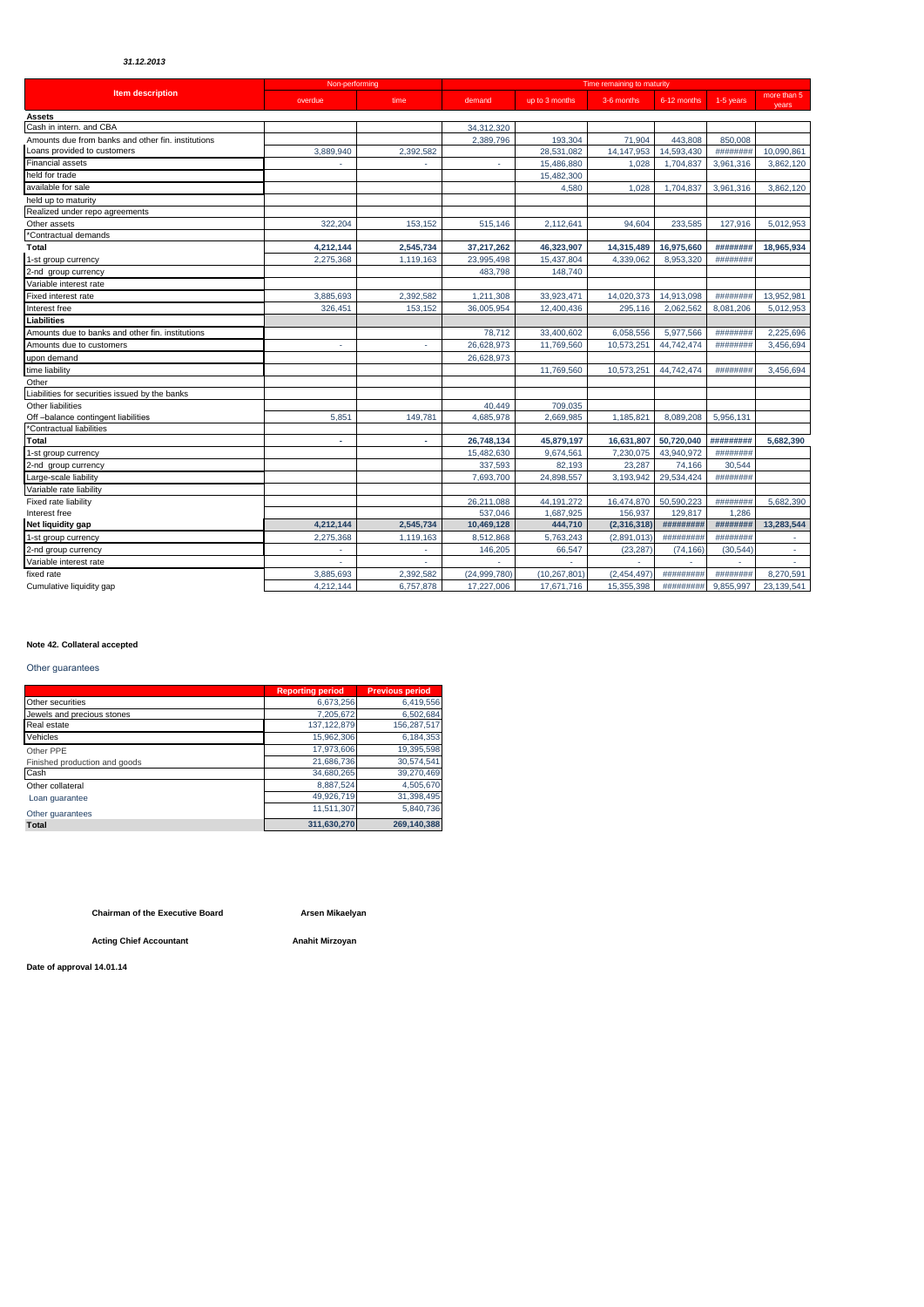***31.12.2013***

| Item description | Non-performing | | Time remaining to maturity | | | | | |
|---|---|---|---|---|---|---|---|---|
| | overdue | time | demand | up to 3 months | 3-6 months | 6-12 months | 1-5 years | more than 5 years |
| **Assets** | | | | | | | | |
| Cash in intern. and CBA | | | 34,312,320 | | | | | |
| Amounts due from banks and other fin. institutions | | | 2,389,796 | 193,304 | 71,904 | 443,808 | 850,008 | |
| Loans provided to customers | 3,889,940 | 2,392,582 | | 28,531,082 | 14,147,953 | 14,593,430 | ######## | 10,090,861 |
| Financial assets | - | - | - | 15,486,880 | 1,028 | 1,704,837 | 3,961,316 | 3,862,120 |
| held for trade | | | | 15,482,300 | | | | |
| available for sale | | | | 4,580 | 1,028 | 1,704,837 | 3,961,316 | 3,862,120 |
| held up to maturity | | | | | | | | |
| Realized under repo agreements | | | | | | | | |
| Other assets | 322,204 | 153,152 | 515,146 | 2,112,641 | 94,604 | 233,585 | 127,916 | 5,012,953 |
| *Contractual demands | | | | | | | | |
| **Total** | **4,212,144** | **2,545,734** | **37,217,262** | **46,323,907** | **14,315,489** | **16,975,660** | **########** | **18,965,934** |
| 1-st group currency | 2,275,368 | 1,119,163 | 23,995,498 | 15,437,804 | 4,339,062 | 8,953,320 | ######## | |
| 2-nd group currency | | | 483,798 | 148,740 | | | | |
| Variable interest rate | | | | | | | | |
| Fixed interest rate | 3,885,693 | 2,392,582 | 1,211,308 | 33,923,471 | 14,020,373 | 14,913,098 | ######## | 13,952,981 |
| Interest free | 326,451 | 153,152 | 36,005,954 | 12,400,436 | 295,116 | 2,062,562 | 8,081,206 | 5,012,953 |
| **Liabilities** | | | | | | | | |
| Amounts due to banks and other fin. institutions | | | 78,712 | 33,400,602 | 6,058,556 | 5,977,566 | ######## | 2,225,696 |
| Amounts due to customers | - | - | 26,628,973 | 11,769,560 | 10,573,251 | 44,742,474 | ######## | 3,456,694 |
| upon demand | | | 26,628,973 | | | | | |
| time liability | | | | 11,769,560 | 10,573,251 | 44,742,474 | ######## | 3,456,694 |
| Other | | | | | | | | |
| Liabilities for securities issued by the banks | | | | | | | | |
| Other liabilities | | | 40,449 | 709,035 | | | | |
| Off –balance contingent liabilities | 5,851 | 149,781 | 4,685,978 | 2,669,985 | 1,185,821 | 8,089,208 | 5,956,131 | |
| *Contractual liabilities | | | | | | | | |
| **Total** | **-** | **-** | **26,748,134** | **45,879,197** | **16,631,807** | **50,720,040** | **#########** | **5,682,390** |
| 1-st group currency | | | 15,482,630 | 9,674,561 | 7,230,075 | 43,940,972 | ######## | |
| 2-nd group currency | | | 337,593 | 82,193 | 23,287 | 74,166 | 30,544 | |
| Large-scale liability | | | 7,693,700 | 24,898,557 | 3,193,942 | 29,534,424 | ######## | |
| Variable rate liability | | | | | | | | |
| Fixed rate liability | | | 26,211,088 | 44,191,272 | 16,474,870 | 50,590,223 | ######## | 5,682,390 |
| Interest free | | | 537,046 | 1,687,925 | 156,937 | 129,817 | 1,286 | |
| **Net liquidity gap** | **4,212,144** | **2,545,734** | **10,469,128** | **444,710** | **(2,316,318)** | **#########** | **########** | **13,283,544** |
| 1-st group currency | 2,275,368 | 1,119,163 | 8,512,868 | 5,763,243 | (2,891,013) | ######### | ######## | - |
| 2-nd group currency | - | - | 146,205 | 66,547 | (23,287) | (74,166) | (30,544) | - |
| Variable interest rate | - | - | - | - | - | - | - | - |
| fixed rate | 3,885,693 | 2,392,582 | (24,999,780) | (10,267,801) | (2,454,497) | ######### | ######## | 8,270,591 |
| Cumulative liquidity gap | 4,212,144 | 6,757,878 | 17,227,006 | 17,671,716 | 15,355,398 | ######### | 9,855,997 | 23,139,541 |

**Note 42. Collateral accepted**

Other guarantees

| | Reporting period | Previous period |
|---|---|---|
| Other securities | 6,673,256 | 6,419,556 |
| Jewels and precious stones | 7,205,672 | 6,502,684 |
| Real estate | 137,122,879 | 156,287,517 |
| Vehicles | 15,962,306 | 6,184,353 |
| Other PPE | 17,973,606 | 19,395,598 |
| Finished production and goods | 21,686,736 | 30,574,541 |
| Cash | 34,680,265 | 39,270,469 |
| Other collateral | 8,887,524 | 4,505,670 |
| Loan guarantee | 49,926,719 | 31,398,495 |
| Other guarantees | 11,511,307 | 5,840,736 |
| **Total** | **311,630,270** | **269,140,388** |

**Chairman of the Executive Board** **Arsen Mikaelyan**

**Acting Chief Accountant** **Anahit Mirzoyan**

**Date of approval 14.01.14**